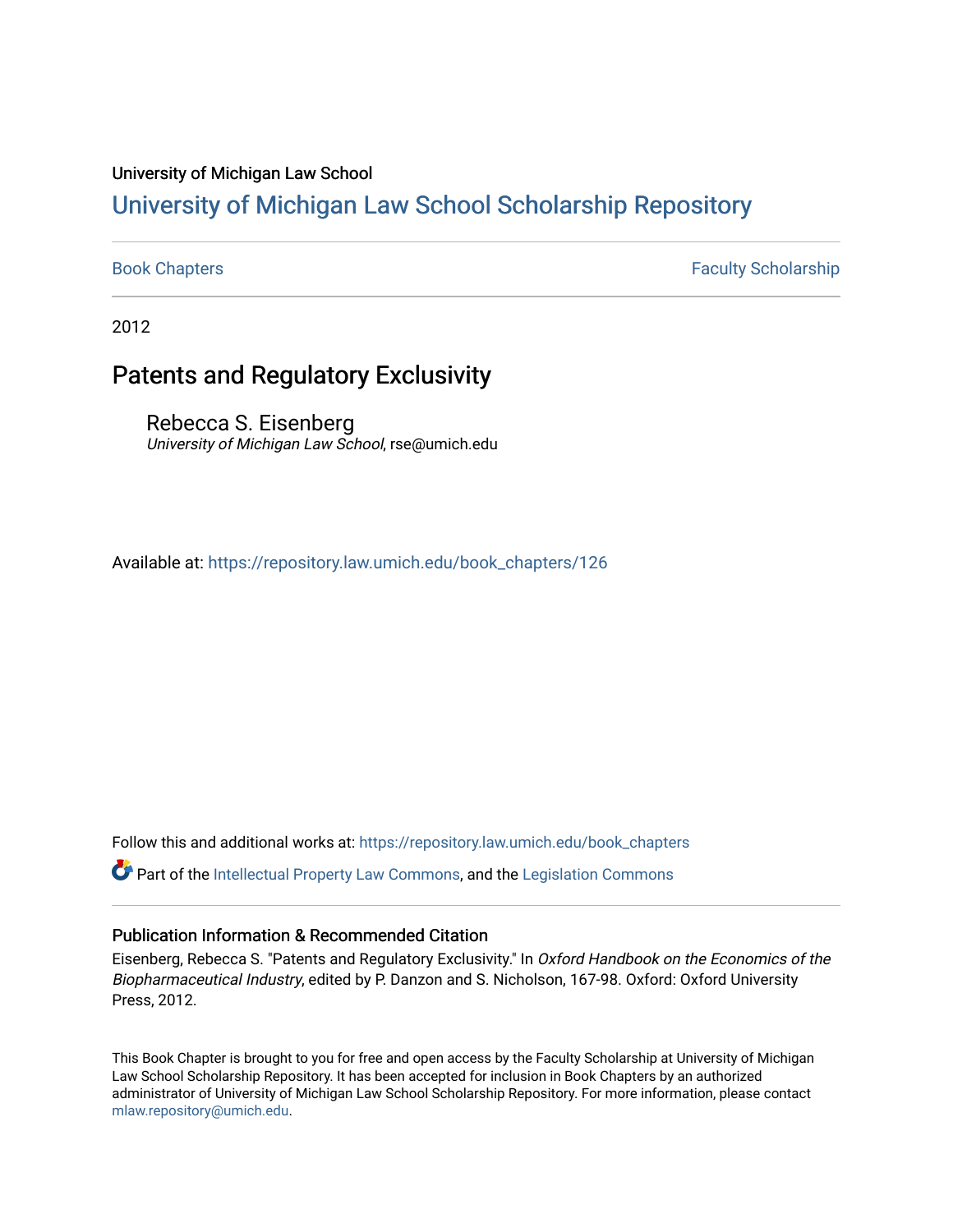University of Michigan Law School

# University of Michigan Law School Scholarship Repository

Book Chapters | Faculty Scholarship

2012

## Patents and Regulatory Exclusivity

Rebecca S. Eisenberg
*University of Michigan Law School*, rse@umich.edu

Available at: https://repository.law.umich.edu/book_chapters/126

Follow this and additional works at: https://repository.law.umich.edu/book_chapters

Part of the Intellectual Property Law Commons, and the Legislation Commons

### Publication Information & Recommended Citation

Eisenberg, Rebecca S. "Patents and Regulatory Exclusivity." In *Oxford Handbook on the Economics of the Biopharmaceutical Industry*, edited by P. Danzon and S. Nicholson, 167-98. Oxford: Oxford University Press, 2012.

This Book Chapter is brought to you for free and open access by the Faculty Scholarship at University of Michigan Law School Scholarship Repository. It has been accepted for inclusion in Book Chapters by an authorized administrator of University of Michigan Law School Scholarship Repository. For more information, please contact mlaw.repository@umich.edu.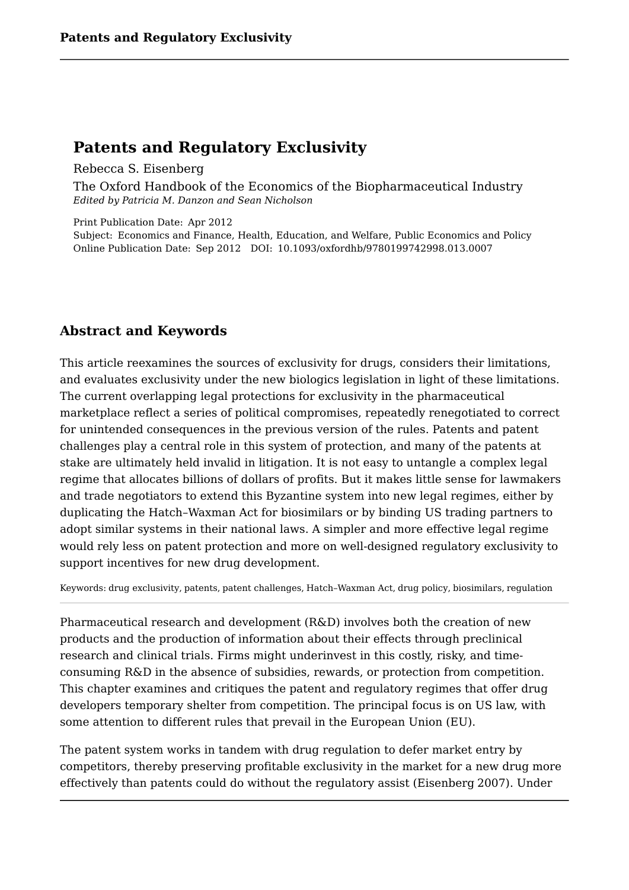# Patents and Regulatory Exclusivity

Rebecca S. Eisenberg

The Oxford Handbook of the Economics of the Biopharmaceutical Industry
*Edited by Patricia M. Danzon and Sean Nicholson*

Print Publication Date: Apr 2012
Subject: Economics and Finance, Health, Education, and Welfare, Public Economics and Policy
Online Publication Date: Sep 2012 DOI: 10.1093/oxfordhb/9780199742998.013.0007

## Abstract and Keywords

This article reexamines the sources of exclusivity for drugs, considers their limitations, and evaluates exclusivity under the new biologics legislation in light of these limitations. The current overlapping legal protections for exclusivity in the pharmaceutical marketplace reflect a series of political compromises, repeatedly renegotiated to correct for unintended consequences in the previous version of the rules. Patents and patent challenges play a central role in this system of protection, and many of the patents at stake are ultimately held invalid in litigation. It is not easy to untangle a complex legal regime that allocates billions of dollars of profits. But it makes little sense for lawmakers and trade negotiators to extend this Byzantine system into new legal regimes, either by duplicating the Hatch–Waxman Act for biosimilars or by binding US trading partners to adopt similar systems in their national laws. A simpler and more effective legal regime would rely less on patent protection and more on well-designed regulatory exclusivity to support incentives for new drug development.

Keywords: drug exclusivity, patents, patent challenges, Hatch–Waxman Act, drug policy, biosimilars, regulation

---

Pharmaceutical research and development (R&D) involves both the creation of new products and the production of information about their effects through preclinical research and clinical trials. Firms might underinvest in this costly, risky, and time-consuming R&D in the absence of subsidies, rewards, or protection from competition. This chapter examines and critiques the patent and regulatory regimes that offer drug developers temporary shelter from competition. The principal focus is on US law, with some attention to different rules that prevail in the European Union (EU).

The patent system works in tandem with drug regulation to defer market entry by competitors, thereby preserving profitable exclusivity in the market for a new drug more effectively than patents could do without the regulatory assist (Eisenberg 2007). Under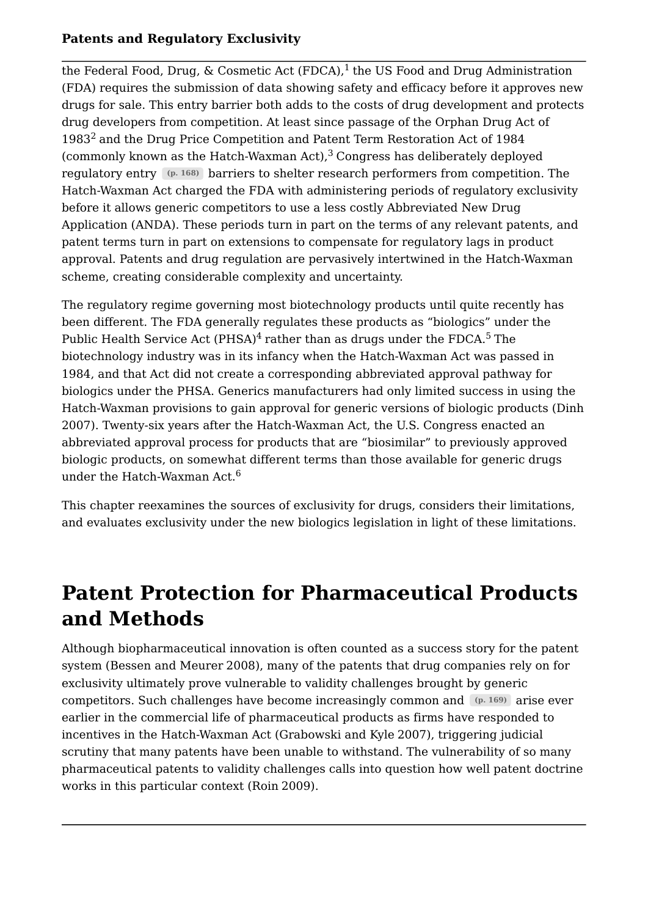the Federal Food, Drug, & Cosmetic Act (FDCA),[1] the US Food and Drug Administration (FDA) requires the submission of data showing safety and efficacy before it approves new drugs for sale. This entry barrier both adds to the costs of drug development and protects drug developers from competition. At least since passage of the Orphan Drug Act of 1983[2] and the Drug Price Competition and Patent Term Restoration Act of 1984 (commonly known as the Hatch-Waxman Act),[3] Congress has deliberately deployed regulatory entry (p. 168) barriers to shelter research performers from competition. The Hatch-Waxman Act charged the FDA with administering periods of regulatory exclusivity before it allows generic competitors to use a less costly Abbreviated New Drug Application (ANDA). These periods turn in part on the terms of any relevant patents, and patent terms turn in part on extensions to compensate for regulatory lags in product approval. Patents and drug regulation are pervasively intertwined in the Hatch-Waxman scheme, creating considerable complexity and uncertainty.

The regulatory regime governing most biotechnology products until quite recently has been different. The FDA generally regulates these products as "biologics" under the Public Health Service Act (PHSA)[4] rather than as drugs under the FDCA.[5] The biotechnology industry was in its infancy when the Hatch-Waxman Act was passed in 1984, and that Act did not create a corresponding abbreviated approval pathway for biologics under the PHSA. Generics manufacturers had only limited success in using the Hatch-Waxman provisions to gain approval for generic versions of biologic products (Dinh 2007). Twenty-six years after the Hatch-Waxman Act, the U.S. Congress enacted an abbreviated approval process for products that are "biosimilar" to previously approved biologic products, on somewhat different terms than those available for generic drugs under the Hatch-Waxman Act.[6]

This chapter reexamines the sources of exclusivity for drugs, considers their limitations, and evaluates exclusivity under the new biologics legislation in light of these limitations.

# Patent Protection for Pharmaceutical Products and Methods

Although biopharmaceutical innovation is often counted as a success story for the patent system (Bessen and Meurer 2008), many of the patents that drug companies rely on for exclusivity ultimately prove vulnerable to validity challenges brought by generic competitors. Such challenges have become increasingly common and (p. 169) arise ever earlier in the commercial life of pharmaceutical products as firms have responded to incentives in the Hatch-Waxman Act (Grabowski and Kyle 2007), triggering judicial scrutiny that many patents have been unable to withstand. The vulnerability of so many pharmaceutical patents to validity challenges calls into question how well patent doctrine works in this particular context (Roin 2009).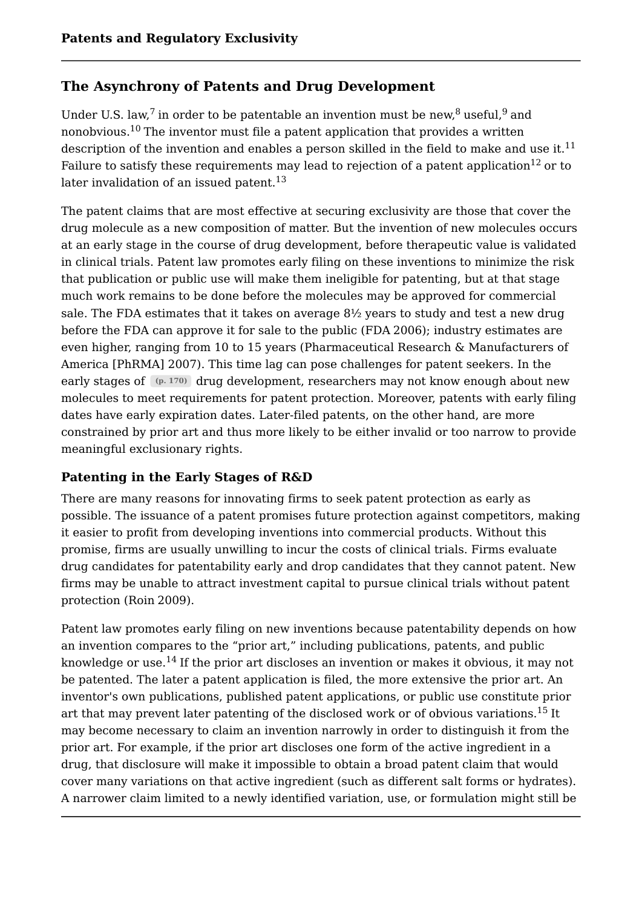## The Asynchrony of Patents and Drug Development

Under U.S. law,[7] in order to be patentable an invention must be new,[8] useful,[9] and nonobvious.[10] The inventor must file a patent application that provides a written description of the invention and enables a person skilled in the field to make and use it.[11] Failure to satisfy these requirements may lead to rejection of a patent application[12] or to later invalidation of an issued patent.[13]

The patent claims that are most effective at securing exclusivity are those that cover the drug molecule as a new composition of matter. But the invention of new molecules occurs at an early stage in the course of drug development, before therapeutic value is validated in clinical trials. Patent law promotes early filing on these inventions to minimize the risk that publication or public use will make them ineligible for patenting, but at that stage much work remains to be done before the molecules may be approved for commercial sale. The FDA estimates that it takes on average 8½ years to study and test a new drug before the FDA can approve it for sale to the public (FDA 2006); industry estimates are even higher, ranging from 10 to 15 years (Pharmaceutical Research & Manufacturers of America [PhRMA] 2007). This time lag can pose challenges for patent seekers. In the early stages of (p. 170) drug development, researchers may not know enough about new molecules to meet requirements for patent protection. Moreover, patents with early filing dates have early expiration dates. Later-filed patents, on the other hand, are more constrained by prior art and thus more likely to be either invalid or too narrow to provide meaningful exclusionary rights.

### Patenting in the Early Stages of R&D

There are many reasons for innovating firms to seek patent protection as early as possible. The issuance of a patent promises future protection against competitors, making it easier to profit from developing inventions into commercial products. Without this promise, firms are usually unwilling to incur the costs of clinical trials. Firms evaluate drug candidates for patentability early and drop candidates that they cannot patent. New firms may be unable to attract investment capital to pursue clinical trials without patent protection (Roin 2009).

Patent law promotes early filing on new inventions because patentability depends on how an invention compares to the "prior art," including publications, patents, and public knowledge or use.[14] If the prior art discloses an invention or makes it obvious, it may not be patented. The later a patent application is filed, the more extensive the prior art. An inventor's own publications, published patent applications, or public use constitute prior art that may prevent later patenting of the disclosed work or of obvious variations.[15] It may become necessary to claim an invention narrowly in order to distinguish it from the prior art. For example, if the prior art discloses one form of the active ingredient in a drug, that disclosure will make it impossible to obtain a broad patent claim that would cover many variations on that active ingredient (such as different salt forms or hydrates). A narrower claim limited to a newly identified variation, use, or formulation might still be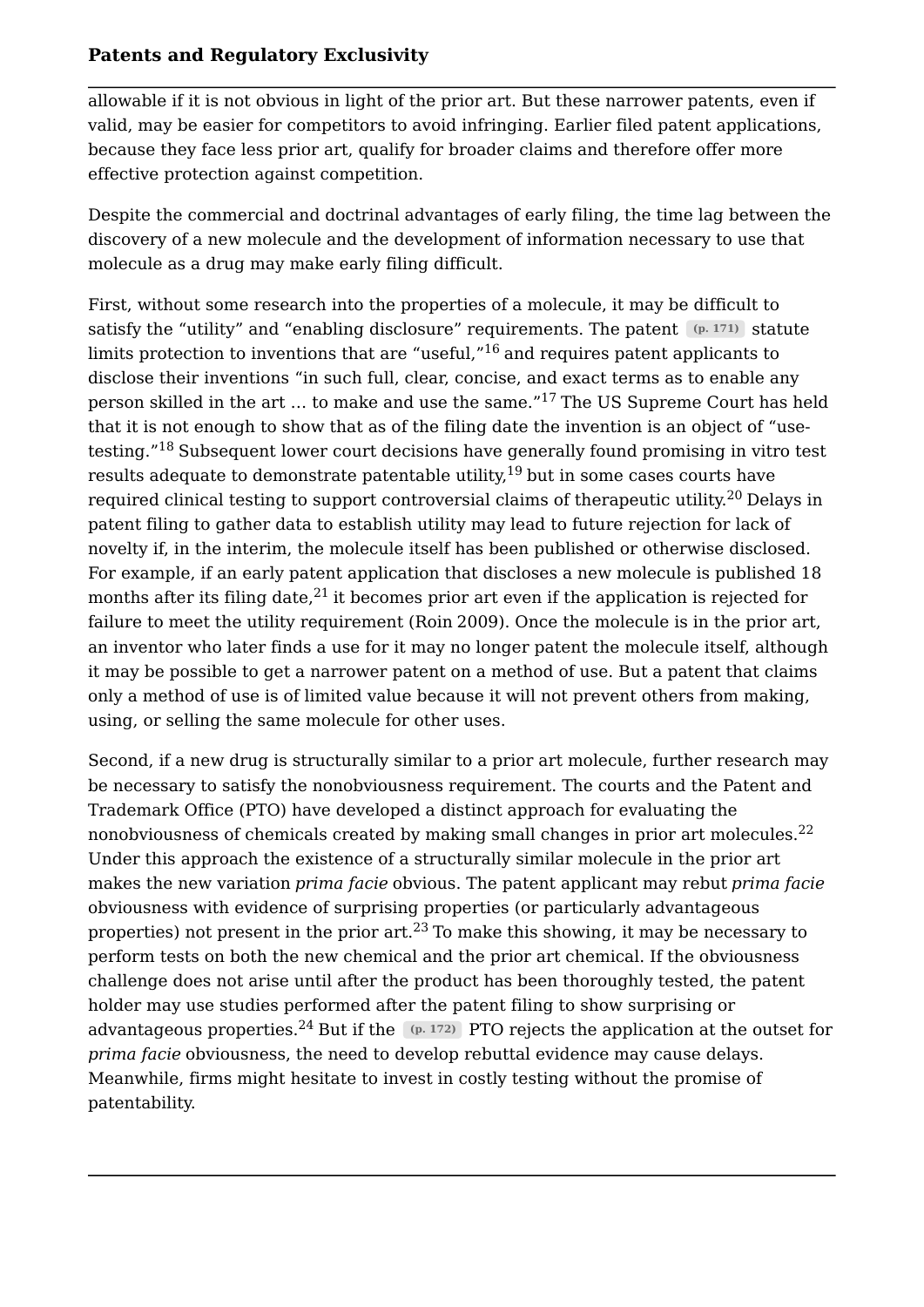allowable if it is not obvious in light of the prior art. But these narrower patents, even if valid, may be easier for competitors to avoid infringing. Earlier filed patent applications, because they face less prior art, qualify for broader claims and therefore offer more effective protection against competition.

Despite the commercial and doctrinal advantages of early filing, the time lag between the discovery of a new molecule and the development of information necessary to use that molecule as a drug may make early filing difficult.

First, without some research into the properties of a molecule, it may be difficult to satisfy the "utility" and "enabling disclosure" requirements. The patent (p. 171) statute limits protection to inventions that are "useful,"[16] and requires patent applicants to disclose their inventions "in such full, clear, concise, and exact terms as to enable any person skilled in the art … to make and use the same."[17] The US Supreme Court has held that it is not enough to show that as of the filing date the invention is an object of "use-testing."[18] Subsequent lower court decisions have generally found promising in vitro test results adequate to demonstrate patentable utility,[19] but in some cases courts have required clinical testing to support controversial claims of therapeutic utility.[20] Delays in patent filing to gather data to establish utility may lead to future rejection for lack of novelty if, in the interim, the molecule itself has been published or otherwise disclosed. For example, if an early patent application that discloses a new molecule is published 18 months after its filing date,[21] it becomes prior art even if the application is rejected for failure to meet the utility requirement (Roin 2009). Once the molecule is in the prior art, an inventor who later finds a use for it may no longer patent the molecule itself, although it may be possible to get a narrower patent on a method of use. But a patent that claims only a method of use is of limited value because it will not prevent others from making, using, or selling the same molecule for other uses.

Second, if a new drug is structurally similar to a prior art molecule, further research may be necessary to satisfy the nonobviousness requirement. The courts and the Patent and Trademark Office (PTO) have developed a distinct approach for evaluating the nonobviousness of chemicals created by making small changes in prior art molecules.[22] Under this approach the existence of a structurally similar molecule in the prior art makes the new variation *prima facie* obvious. The patent applicant may rebut *prima facie* obviousness with evidence of surprising properties (or particularly advantageous properties) not present in the prior art.[23] To make this showing, it may be necessary to perform tests on both the new chemical and the prior art chemical. If the obviousness challenge does not arise until after the product has been thoroughly tested, the patent holder may use studies performed after the patent filing to show surprising or advantageous properties.[24] But if the (p. 172) PTO rejects the application at the outset for *prima facie* obviousness, the need to develop rebuttal evidence may cause delays. Meanwhile, firms might hesitate to invest in costly testing without the promise of patentability.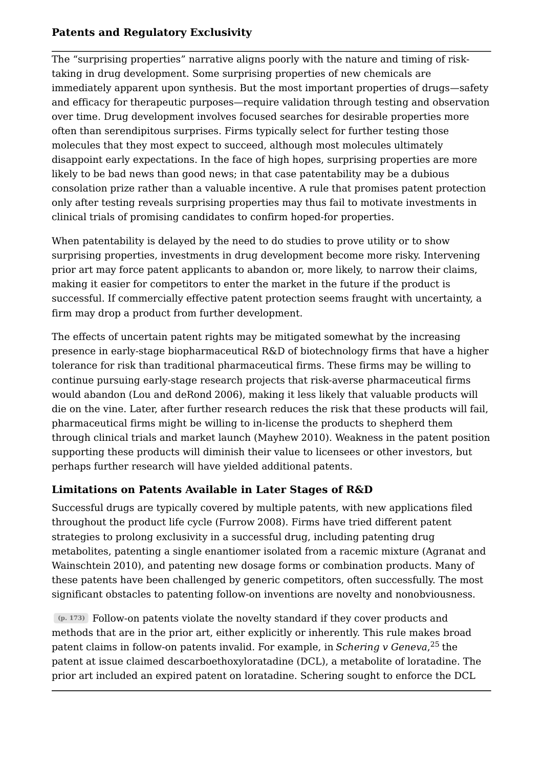The "surprising properties" narrative aligns poorly with the nature and timing of risk-taking in drug development. Some surprising properties of new chemicals are immediately apparent upon synthesis. But the most important properties of drugs—safety and efficacy for therapeutic purposes—require validation through testing and observation over time. Drug development involves focused searches for desirable properties more often than serendipitous surprises. Firms typically select for further testing those molecules that they most expect to succeed, although most molecules ultimately disappoint early expectations. In the face of high hopes, surprising properties are more likely to be bad news than good news; in that case patentability may be a dubious consolation prize rather than a valuable incentive. A rule that promises patent protection only after testing reveals surprising properties may thus fail to motivate investments in clinical trials of promising candidates to confirm hoped-for properties.

When patentability is delayed by the need to do studies to prove utility or to show surprising properties, investments in drug development become more risky. Intervening prior art may force patent applicants to abandon or, more likely, to narrow their claims, making it easier for competitors to enter the market in the future if the product is successful. If commercially effective patent protection seems fraught with uncertainty, a firm may drop a product from further development.

The effects of uncertain patent rights may be mitigated somewhat by the increasing presence in early-stage biopharmaceutical R&D of biotechnology firms that have a higher tolerance for risk than traditional pharmaceutical firms. These firms may be willing to continue pursuing early-stage research projects that risk-averse pharmaceutical firms would abandon (Lou and deRond 2006), making it less likely that valuable products will die on the vine. Later, after further research reduces the risk that these products will fail, pharmaceutical firms might be willing to in-license the products to shepherd them through clinical trials and market launch (Mayhew 2010). Weakness in the patent position supporting these products will diminish their value to licensees or other investors, but perhaps further research will have yielded additional patents.

### Limitations on Patents Available in Later Stages of R&D

Successful drugs are typically covered by multiple patents, with new applications filed throughout the product life cycle (Furrow 2008). Firms have tried different patent strategies to prolong exclusivity in a successful drug, including patenting drug metabolites, patenting a single enantiomer isolated from a racemic mixture (Agranat and Wainschtein 2010), and patenting new dosage forms or combination products. Many of these patents have been challenged by generic competitors, often successfully. The most significant obstacles to patenting follow-on inventions are novelty and nonobviousness.

(p. 173) Follow-on patents violate the novelty standard if they cover products and methods that are in the prior art, either explicitly or inherently. This rule makes broad patent claims in follow-on patents invalid. For example, in *Schering v Geneva*,[25] the patent at issue claimed descarboethoxyloratadine (DCL), a metabolite of loratadine. The prior art included an expired patent on loratadine. Schering sought to enforce the DCL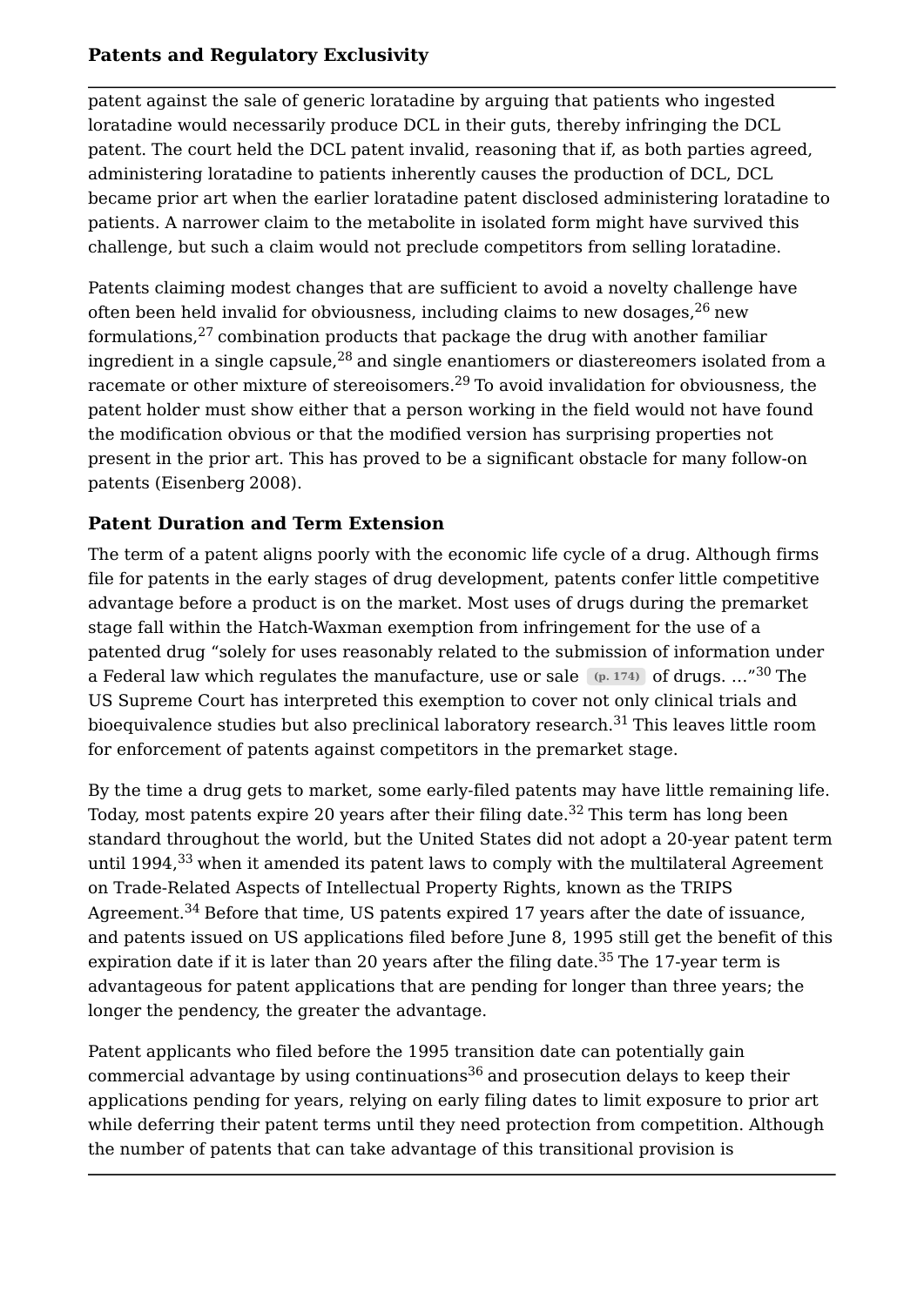patent against the sale of generic loratadine by arguing that patients who ingested loratadine would necessarily produce DCL in their guts, thereby infringing the DCL patent. The court held the DCL patent invalid, reasoning that if, as both parties agreed, administering loratadine to patients inherently causes the production of DCL, DCL became prior art when the earlier loratadine patent disclosed administering loratadine to patients. A narrower claim to the metabolite in isolated form might have survived this challenge, but such a claim would not preclude competitors from selling loratadine.

Patents claiming modest changes that are sufficient to avoid a novelty challenge have often been held invalid for obviousness, including claims to new dosages,[26] new formulations,[27] combination products that package the drug with another familiar ingredient in a single capsule,[28] and single enantiomers or diastereomers isolated from a racemate or other mixture of stereoisomers.[29] To avoid invalidation for obviousness, the patent holder must show either that a person working in the field would not have found the modification obvious or that the modified version has surprising properties not present in the prior art. This has proved to be a significant obstacle for many follow-on patents (Eisenberg 2008).

### Patent Duration and Term Extension

The term of a patent aligns poorly with the economic life cycle of a drug. Although firms file for patents in the early stages of drug development, patents confer little competitive advantage before a product is on the market. Most uses of drugs during the premarket stage fall within the Hatch-Waxman exemption from infringement for the use of a patented drug "solely for uses reasonably related to the submission of information under a Federal law which regulates the manufacture, use or sale (p. 174) of drugs. …"[30] The US Supreme Court has interpreted this exemption to cover not only clinical trials and bioequivalence studies but also preclinical laboratory research.[31] This leaves little room for enforcement of patents against competitors in the premarket stage.

By the time a drug gets to market, some early-filed patents may have little remaining life. Today, most patents expire 20 years after their filing date.[32] This term has long been standard throughout the world, but the United States did not adopt a 20-year patent term until 1994,[33] when it amended its patent laws to comply with the multilateral Agreement on Trade-Related Aspects of Intellectual Property Rights, known as the TRIPS Agreement.[34] Before that time, US patents expired 17 years after the date of issuance, and patents issued on US applications filed before June 8, 1995 still get the benefit of this expiration date if it is later than 20 years after the filing date.[35] The 17-year term is advantageous for patent applications that are pending for longer than three years; the longer the pendency, the greater the advantage.

Patent applicants who filed before the 1995 transition date can potentially gain commercial advantage by using continuations[36] and prosecution delays to keep their applications pending for years, relying on early filing dates to limit exposure to prior art while deferring their patent terms until they need protection from competition. Although the number of patents that can take advantage of this transitional provision is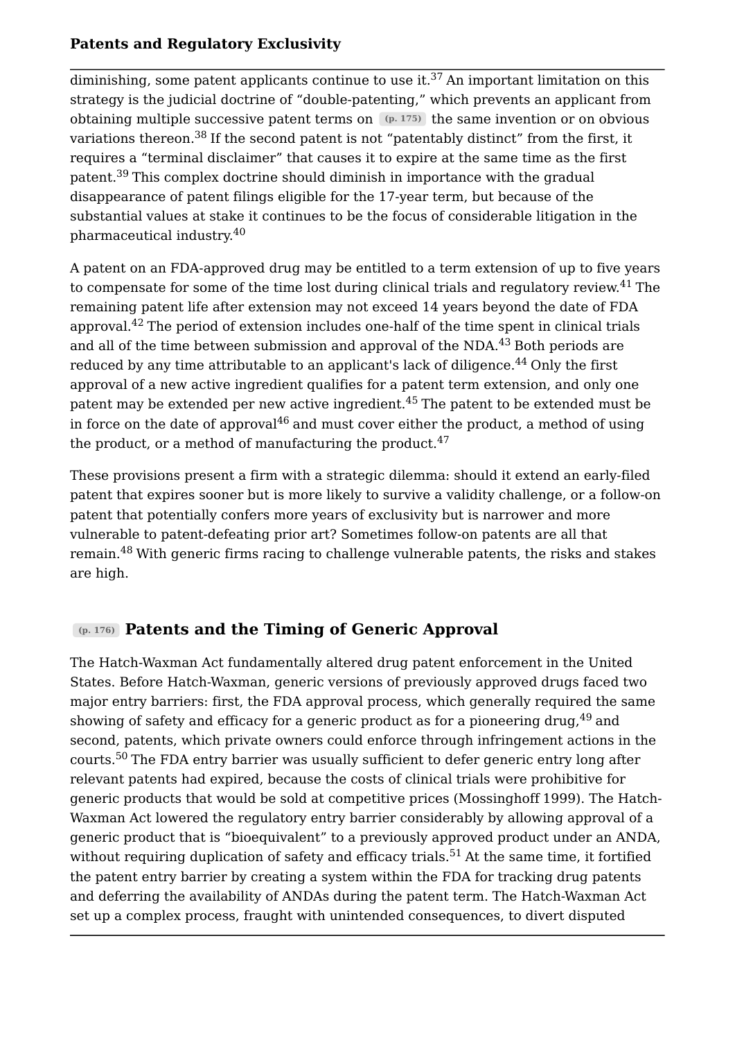diminishing, some patent applicants continue to use it.[37] An important limitation on this strategy is the judicial doctrine of "double-patenting," which prevents an applicant from obtaining multiple successive patent terms on (p. 175) the same invention or on obvious variations thereon.[38] If the second patent is not "patentably distinct" from the first, it requires a "terminal disclaimer" that causes it to expire at the same time as the first patent.[39] This complex doctrine should diminish in importance with the gradual disappearance of patent filings eligible for the 17-year term, but because of the substantial values at stake it continues to be the focus of considerable litigation in the pharmaceutical industry.[40]

A patent on an FDA-approved drug may be entitled to a term extension of up to five years to compensate for some of the time lost during clinical trials and regulatory review.[41] The remaining patent life after extension may not exceed 14 years beyond the date of FDA approval.[42] The period of extension includes one-half of the time spent in clinical trials and all of the time between submission and approval of the NDA.[43] Both periods are reduced by any time attributable to an applicant's lack of diligence.[44] Only the first approval of a new active ingredient qualifies for a patent term extension, and only one patent may be extended per new active ingredient.[45] The patent to be extended must be in force on the date of approval[46] and must cover either the product, a method of using the product, or a method of manufacturing the product.[47]

These provisions present a firm with a strategic dilemma: should it extend an early-filed patent that expires sooner but is more likely to survive a validity challenge, or a follow-on patent that potentially confers more years of exclusivity but is narrower and more vulnerable to patent-defeating prior art? Sometimes follow-on patents are all that remain.[48] With generic firms racing to challenge vulnerable patents, the risks and stakes are high.

## (p. 176) Patents and the Timing of Generic Approval

The Hatch-Waxman Act fundamentally altered drug patent enforcement in the United States. Before Hatch-Waxman, generic versions of previously approved drugs faced two major entry barriers: first, the FDA approval process, which generally required the same showing of safety and efficacy for a generic product as for a pioneering drug,[49] and second, patents, which private owners could enforce through infringement actions in the courts.[50] The FDA entry barrier was usually sufficient to defer generic entry long after relevant patents had expired, because the costs of clinical trials were prohibitive for generic products that would be sold at competitive prices (Mossinghoff 1999). The Hatch-Waxman Act lowered the regulatory entry barrier considerably by allowing approval of a generic product that is "bioequivalent" to a previously approved product under an ANDA, without requiring duplication of safety and efficacy trials.[51] At the same time, it fortified the patent entry barrier by creating a system within the FDA for tracking drug patents and deferring the availability of ANDAs during the patent term. The Hatch-Waxman Act set up a complex process, fraught with unintended consequences, to divert disputed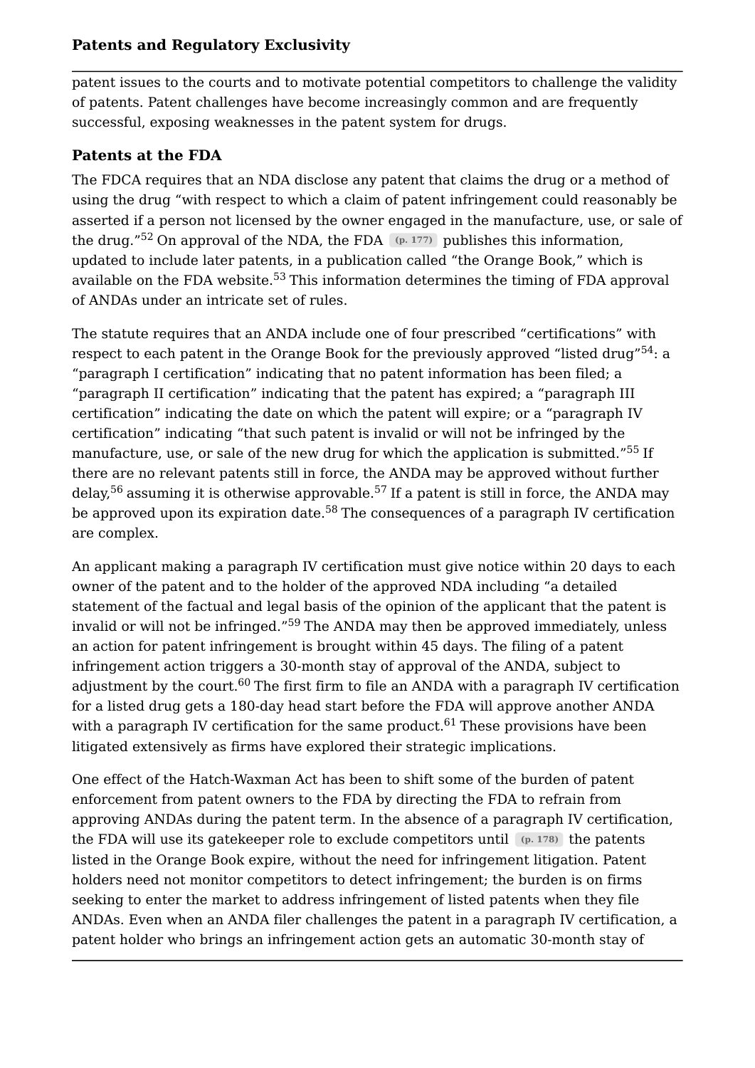patent issues to the courts and to motivate potential competitors to challenge the validity of patents. Patent challenges have become increasingly common and are frequently successful, exposing weaknesses in the patent system for drugs.

## Patents at the FDA

The FDCA requires that an NDA disclose any patent that claims the drug or a method of using the drug "with respect to which a claim of patent infringement could reasonably be asserted if a person not licensed by the owner engaged in the manufacture, use, or sale of the drug."[52] On approval of the NDA, the FDA (p. 177) publishes this information, updated to include later patents, in a publication called "the Orange Book," which is available on the FDA website.[53] This information determines the timing of FDA approval of ANDAs under an intricate set of rules.

The statute requires that an ANDA include one of four prescribed "certifications" with respect to each patent in the Orange Book for the previously approved "listed drug"[54]: a "paragraph I certification" indicating that no patent information has been filed; a "paragraph II certification" indicating that the patent has expired; a "paragraph III certification" indicating the date on which the patent will expire; or a "paragraph IV certification" indicating "that such patent is invalid or will not be infringed by the manufacture, use, or sale of the new drug for which the application is submitted."[55] If there are no relevant patents still in force, the ANDA may be approved without further delay,[56] assuming it is otherwise approvable.[57] If a patent is still in force, the ANDA may be approved upon its expiration date.[58] The consequences of a paragraph IV certification are complex.

An applicant making a paragraph IV certification must give notice within 20 days to each owner of the patent and to the holder of the approved NDA including "a detailed statement of the factual and legal basis of the opinion of the applicant that the patent is invalid or will not be infringed."[59] The ANDA may then be approved immediately, unless an action for patent infringement is brought within 45 days. The filing of a patent infringement action triggers a 30-month stay of approval of the ANDA, subject to adjustment by the court.[60] The first firm to file an ANDA with a paragraph IV certification for a listed drug gets a 180-day head start before the FDA will approve another ANDA with a paragraph IV certification for the same product.[61] These provisions have been litigated extensively as firms have explored their strategic implications.

One effect of the Hatch-Waxman Act has been to shift some of the burden of patent enforcement from patent owners to the FDA by directing the FDA to refrain from approving ANDAs during the patent term. In the absence of a paragraph IV certification, the FDA will use its gatekeeper role to exclude competitors until (p. 178) the patents listed in the Orange Book expire, without the need for infringement litigation. Patent holders need not monitor competitors to detect infringement; the burden is on firms seeking to enter the market to address infringement of listed patents when they file ANDAs. Even when an ANDA filer challenges the patent in a paragraph IV certification, a patent holder who brings an infringement action gets an automatic 30-month stay of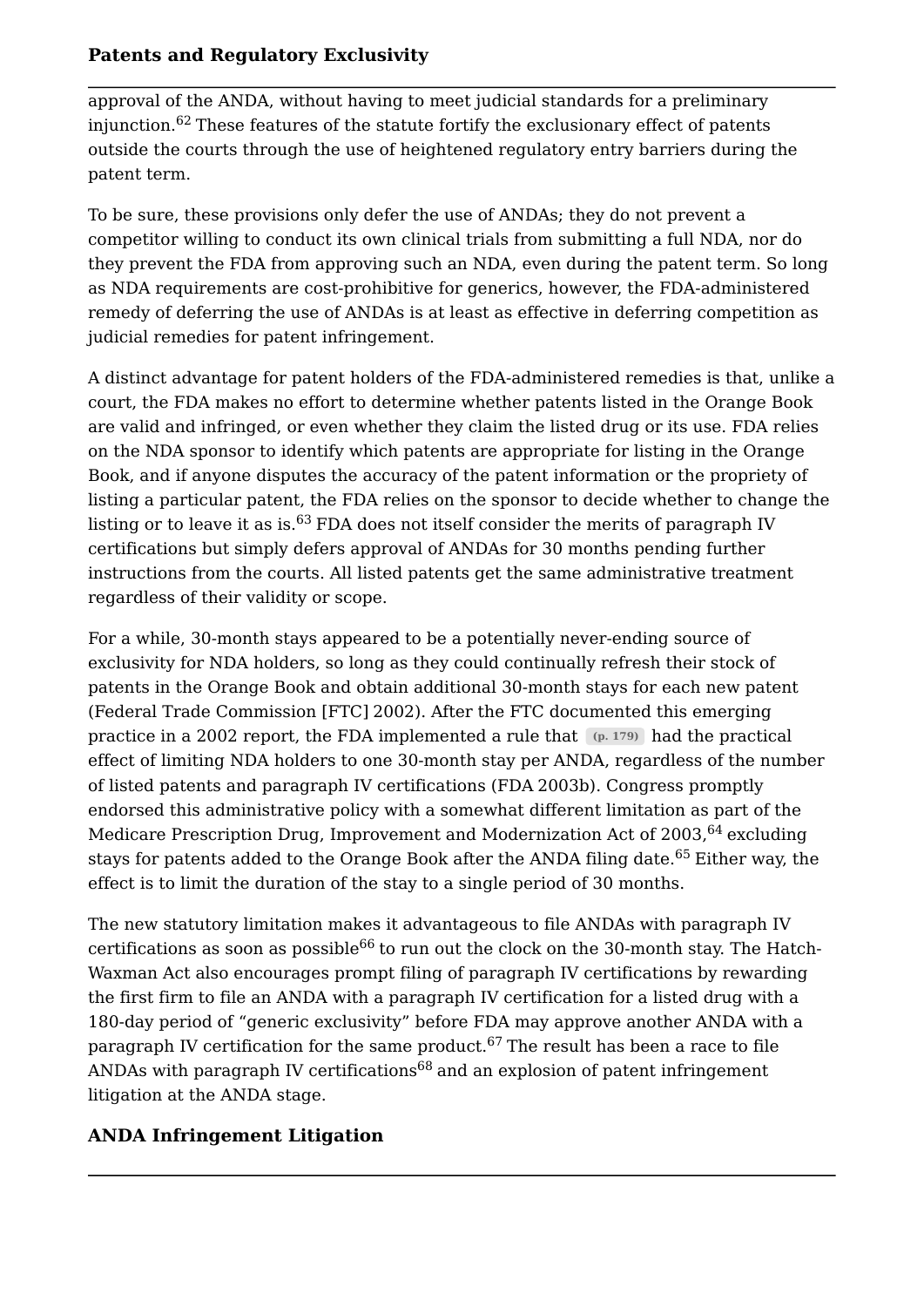approval of the ANDA, without having to meet judicial standards for a preliminary injunction.[62] These features of the statute fortify the exclusionary effect of patents outside the courts through the use of heightened regulatory entry barriers during the patent term.

To be sure, these provisions only defer the use of ANDAs; they do not prevent a competitor willing to conduct its own clinical trials from submitting a full NDA, nor do they prevent the FDA from approving such an NDA, even during the patent term. So long as NDA requirements are cost-prohibitive for generics, however, the FDA-administered remedy of deferring the use of ANDAs is at least as effective in deferring competition as judicial remedies for patent infringement.

A distinct advantage for patent holders of the FDA-administered remedies is that, unlike a court, the FDA makes no effort to determine whether patents listed in the Orange Book are valid and infringed, or even whether they claim the listed drug or its use. FDA relies on the NDA sponsor to identify which patents are appropriate for listing in the Orange Book, and if anyone disputes the accuracy of the patent information or the propriety of listing a particular patent, the FDA relies on the sponsor to decide whether to change the listing or to leave it as is.[63] FDA does not itself consider the merits of paragraph IV certifications but simply defers approval of ANDAs for 30 months pending further instructions from the courts. All listed patents get the same administrative treatment regardless of their validity or scope.

For a while, 30-month stays appeared to be a potentially never-ending source of exclusivity for NDA holders, so long as they could continually refresh their stock of patents in the Orange Book and obtain additional 30-month stays for each new patent (Federal Trade Commission [FTC] 2002). After the FTC documented this emerging practice in a 2002 report, the FDA implemented a rule that (p. 179) had the practical effect of limiting NDA holders to one 30-month stay per ANDA, regardless of the number of listed patents and paragraph IV certifications (FDA 2003b). Congress promptly endorsed this administrative policy with a somewhat different limitation as part of the Medicare Prescription Drug, Improvement and Modernization Act of 2003,[64] excluding stays for patents added to the Orange Book after the ANDA filing date.[65] Either way, the effect is to limit the duration of the stay to a single period of 30 months.

The new statutory limitation makes it advantageous to file ANDAs with paragraph IV certifications as soon as possible[66] to run out the clock on the 30-month stay. The Hatch-Waxman Act also encourages prompt filing of paragraph IV certifications by rewarding the first firm to file an ANDA with a paragraph IV certification for a listed drug with a 180-day period of "generic exclusivity" before FDA may approve another ANDA with a paragraph IV certification for the same product.[67] The result has been a race to file ANDAs with paragraph IV certifications[68] and an explosion of patent infringement litigation at the ANDA stage.

## ANDA Infringement Litigation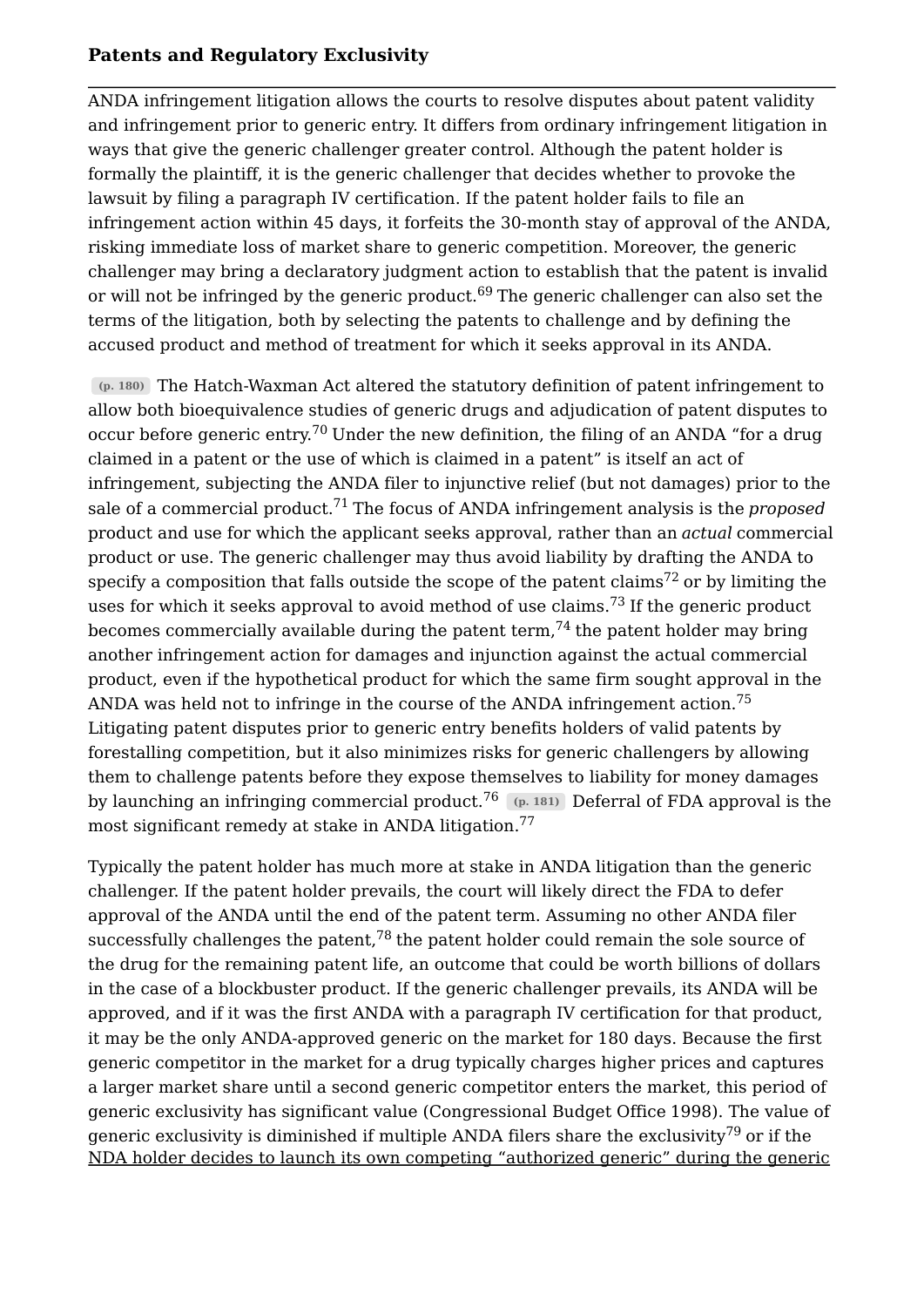ANDA infringement litigation allows the courts to resolve disputes about patent validity and infringement prior to generic entry. It differs from ordinary infringement litigation in ways that give the generic challenger greater control. Although the patent holder is formally the plaintiff, it is the generic challenger that decides whether to provoke the lawsuit by filing a paragraph IV certification. If the patent holder fails to file an infringement action within 45 days, it forfeits the 30-month stay of approval of the ANDA, risking immediate loss of market share to generic competition. Moreover, the generic challenger may bring a declaratory judgment action to establish that the patent is invalid or will not be infringed by the generic product.[69] The generic challenger can also set the terms of the litigation, both by selecting the patents to challenge and by defining the accused product and method of treatment for which it seeks approval in its ANDA.

(p. 180) The Hatch-Waxman Act altered the statutory definition of patent infringement to allow both bioequivalence studies of generic drugs and adjudication of patent disputes to occur before generic entry.[70] Under the new definition, the filing of an ANDA "for a drug claimed in a patent or the use of which is claimed in a patent" is itself an act of infringement, subjecting the ANDA filer to injunctive relief (but not damages) prior to the sale of a commercial product.[71] The focus of ANDA infringement analysis is the *proposed* product and use for which the applicant seeks approval, rather than an *actual* commercial product or use. The generic challenger may thus avoid liability by drafting the ANDA to specify a composition that falls outside the scope of the patent claims[72] or by limiting the uses for which it seeks approval to avoid method of use claims.[73] If the generic product becomes commercially available during the patent term,[74] the patent holder may bring another infringement action for damages and injunction against the actual commercial product, even if the hypothetical product for which the same firm sought approval in the ANDA was held not to infringe in the course of the ANDA infringement action.[75] Litigating patent disputes prior to generic entry benefits holders of valid patents by forestalling competition, but it also minimizes risks for generic challengers by allowing them to challenge patents before they expose themselves to liability for money damages by launching an infringing commercial product.[76] (p. 181) Deferral of FDA approval is the most significant remedy at stake in ANDA litigation.[77]

Typically the patent holder has much more at stake in ANDA litigation than the generic challenger. If the patent holder prevails, the court will likely direct the FDA to defer approval of the ANDA until the end of the patent term. Assuming no other ANDA filer successfully challenges the patent,[78] the patent holder could remain the sole source of the drug for the remaining patent life, an outcome that could be worth billions of dollars in the case of a blockbuster product. If the generic challenger prevails, its ANDA will be approved, and if it was the first ANDA with a paragraph IV certification for that product, it may be the only ANDA-approved generic on the market for 180 days. Because the first generic competitor in the market for a drug typically charges higher prices and captures a larger market share until a second generic competitor enters the market, this period of generic exclusivity has significant value (Congressional Budget Office 1998). The value of generic exclusivity is diminished if multiple ANDA filers share the exclusivity[79] or if the NDA holder decides to launch its own competing "authorized generic" during the generic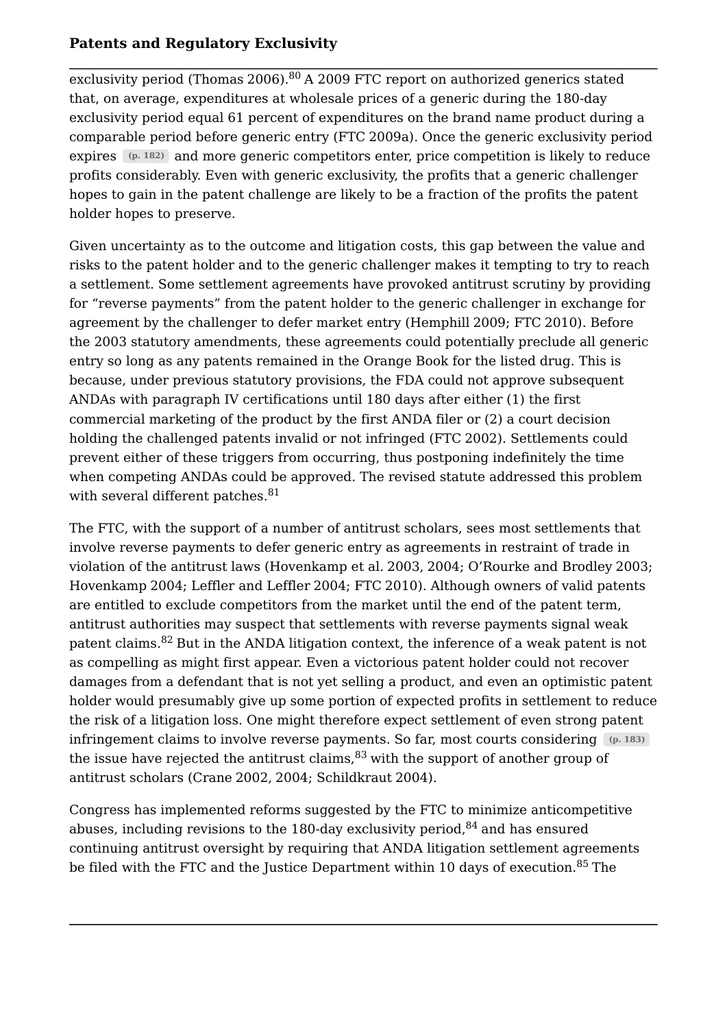exclusivity period (Thomas 2006).[80] A 2009 FTC report on authorized generics stated that, on average, expenditures at wholesale prices of a generic during the 180-day exclusivity period equal 61 percent of expenditures on the brand name product during a comparable period before generic entry (FTC 2009a). Once the generic exclusivity period expires (p. 182) and more generic competitors enter, price competition is likely to reduce profits considerably. Even with generic exclusivity, the profits that a generic challenger hopes to gain in the patent challenge are likely to be a fraction of the profits the patent holder hopes to preserve.

Given uncertainty as to the outcome and litigation costs, this gap between the value and risks to the patent holder and to the generic challenger makes it tempting to try to reach a settlement. Some settlement agreements have provoked antitrust scrutiny by providing for "reverse payments" from the patent holder to the generic challenger in exchange for agreement by the challenger to defer market entry (Hemphill 2009; FTC 2010). Before the 2003 statutory amendments, these agreements could potentially preclude all generic entry so long as any patents remained in the Orange Book for the listed drug. This is because, under previous statutory provisions, the FDA could not approve subsequent ANDAs with paragraph IV certifications until 180 days after either (1) the first commercial marketing of the product by the first ANDA filer or (2) a court decision holding the challenged patents invalid or not infringed (FTC 2002). Settlements could prevent either of these triggers from occurring, thus postponing indefinitely the time when competing ANDAs could be approved. The revised statute addressed this problem with several different patches.[81]

The FTC, with the support of a number of antitrust scholars, sees most settlements that involve reverse payments to defer generic entry as agreements in restraint of trade in violation of the antitrust laws (Hovenkamp et al. 2003, 2004; O'Rourke and Brodley 2003; Hovenkamp 2004; Leffler and Leffler 2004; FTC 2010). Although owners of valid patents are entitled to exclude competitors from the market until the end of the patent term, antitrust authorities may suspect that settlements with reverse payments signal weak patent claims.[82] But in the ANDA litigation context, the inference of a weak patent is not as compelling as might first appear. Even a victorious patent holder could not recover damages from a defendant that is not yet selling a product, and even an optimistic patent holder would presumably give up some portion of expected profits in settlement to reduce the risk of a litigation loss. One might therefore expect settlement of even strong patent infringement claims to involve reverse payments. So far, most courts considering (p. 183) the issue have rejected the antitrust claims,[83] with the support of another group of antitrust scholars (Crane 2002, 2004; Schildkraut 2004).

Congress has implemented reforms suggested by the FTC to minimize anticompetitive abuses, including revisions to the 180-day exclusivity period,[84] and has ensured continuing antitrust oversight by requiring that ANDA litigation settlement agreements be filed with the FTC and the Justice Department within 10 days of execution.[85] The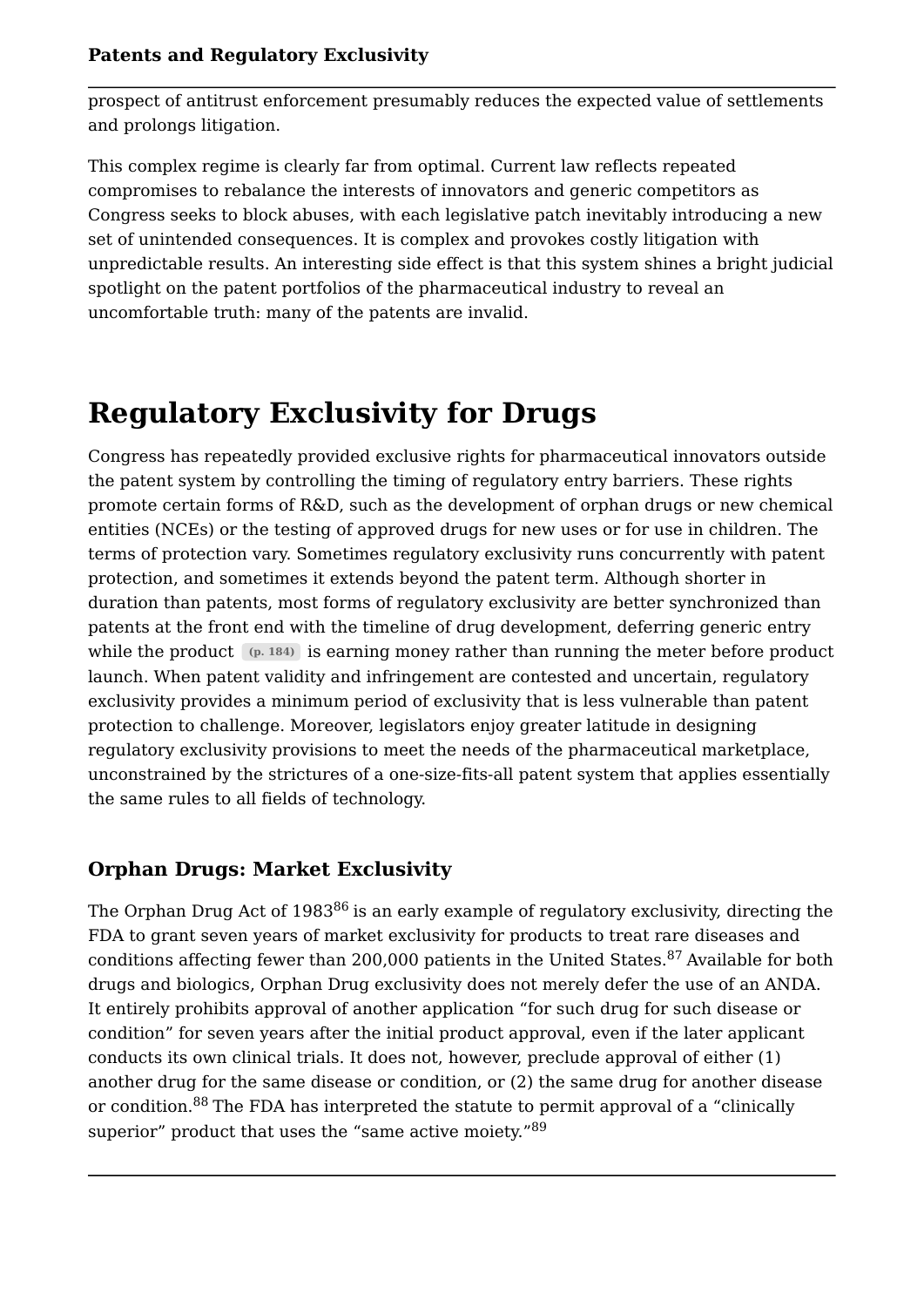prospect of antitrust enforcement presumably reduces the expected value of settlements and prolongs litigation.

This complex regime is clearly far from optimal. Current law reflects repeated compromises to rebalance the interests of innovators and generic competitors as Congress seeks to block abuses, with each legislative patch inevitably introducing a new set of unintended consequences. It is complex and provokes costly litigation with unpredictable results. An interesting side effect is that this system shines a bright judicial spotlight on the patent portfolios of the pharmaceutical industry to reveal an uncomfortable truth: many of the patents are invalid.

# Regulatory Exclusivity for Drugs

Congress has repeatedly provided exclusive rights for pharmaceutical innovators outside the patent system by controlling the timing of regulatory entry barriers. These rights promote certain forms of R&D, such as the development of orphan drugs or new chemical entities (NCEs) or the testing of approved drugs for new uses or for use in children. The terms of protection vary. Sometimes regulatory exclusivity runs concurrently with patent protection, and sometimes it extends beyond the patent term. Although shorter in duration than patents, most forms of regulatory exclusivity are better synchronized than patents at the front end with the timeline of drug development, deferring generic entry while the product (p. 184) is earning money rather than running the meter before product launch. When patent validity and infringement are contested and uncertain, regulatory exclusivity provides a minimum period of exclusivity that is less vulnerable than patent protection to challenge. Moreover, legislators enjoy greater latitude in designing regulatory exclusivity provisions to meet the needs of the pharmaceutical marketplace, unconstrained by the strictures of a one-size-fits-all patent system that applies essentially the same rules to all fields of technology.

## Orphan Drugs: Market Exclusivity

The Orphan Drug Act of 1983[86] is an early example of regulatory exclusivity, directing the FDA to grant seven years of market exclusivity for products to treat rare diseases and conditions affecting fewer than 200,000 patients in the United States.[87] Available for both drugs and biologics, Orphan Drug exclusivity does not merely defer the use of an ANDA. It entirely prohibits approval of another application "for such drug for such disease or condition" for seven years after the initial product approval, even if the later applicant conducts its own clinical trials. It does not, however, preclude approval of either (1) another drug for the same disease or condition, or (2) the same drug for another disease or condition.[88] The FDA has interpreted the statute to permit approval of a "clinically superior" product that uses the "same active moiety."[89]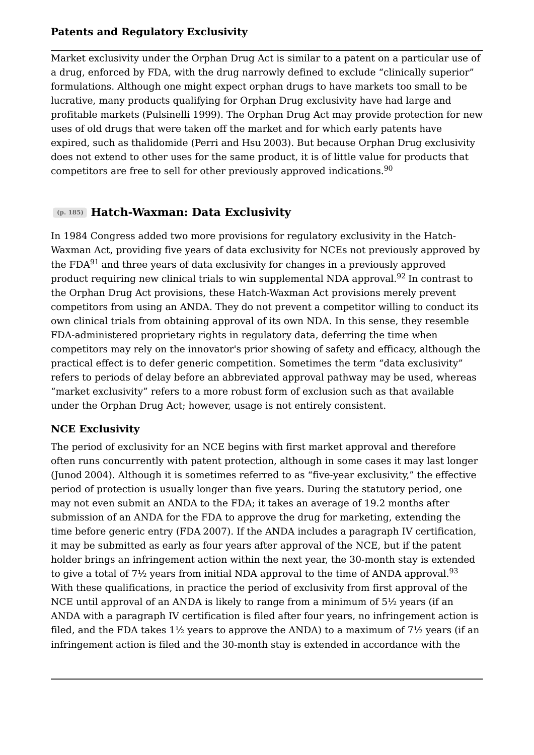Market exclusivity under the Orphan Drug Act is similar to a patent on a particular use of a drug, enforced by FDA, with the drug narrowly defined to exclude "clinically superior" formulations. Although one might expect orphan drugs to have markets too small to be lucrative, many products qualifying for Orphan Drug exclusivity have had large and profitable markets (Pulsinelli 1999). The Orphan Drug Act may provide protection for new uses of old drugs that were taken off the market and for which early patents have expired, such as thalidomide (Perri and Hsu 2003). But because Orphan Drug exclusivity does not extend to other uses for the same product, it is of little value for products that competitors are free to sell for other previously approved indications.[90]

## (p. 185) Hatch-Waxman: Data Exclusivity

In 1984 Congress added two more provisions for regulatory exclusivity in the Hatch-Waxman Act, providing five years of data exclusivity for NCEs not previously approved by the FDA[91] and three years of data exclusivity for changes in a previously approved product requiring new clinical trials to win supplemental NDA approval.[92] In contrast to the Orphan Drug Act provisions, these Hatch-Waxman Act provisions merely prevent competitors from using an ANDA. They do not prevent a competitor willing to conduct its own clinical trials from obtaining approval of its own NDA. In this sense, they resemble FDA-administered proprietary rights in regulatory data, deferring the time when competitors may rely on the innovator's prior showing of safety and efficacy, although the practical effect is to defer generic competition. Sometimes the term "data exclusivity" refers to periods of delay before an abbreviated approval pathway may be used, whereas "market exclusivity" refers to a more robust form of exclusion such as that available under the Orphan Drug Act; however, usage is not entirely consistent.

### NCE Exclusivity

The period of exclusivity for an NCE begins with first market approval and therefore often runs concurrently with patent protection, although in some cases it may last longer (Junod 2004). Although it is sometimes referred to as "five-year exclusivity," the effective period of protection is usually longer than five years. During the statutory period, one may not even submit an ANDA to the FDA; it takes an average of 19.2 months after submission of an ANDA for the FDA to approve the drug for marketing, extending the time before generic entry (FDA 2007). If the ANDA includes a paragraph IV certification, it may be submitted as early as four years after approval of the NCE, but if the patent holder brings an infringement action within the next year, the 30-month stay is extended to give a total of 7½ years from initial NDA approval to the time of ANDA approval.[93] With these qualifications, in practice the period of exclusivity from first approval of the NCE until approval of an ANDA is likely to range from a minimum of 5½ years (if an ANDA with a paragraph IV certification is filed after four years, no infringement action is filed, and the FDA takes 1½ years to approve the ANDA) to a maximum of 7½ years (if an infringement action is filed and the 30-month stay is extended in accordance with the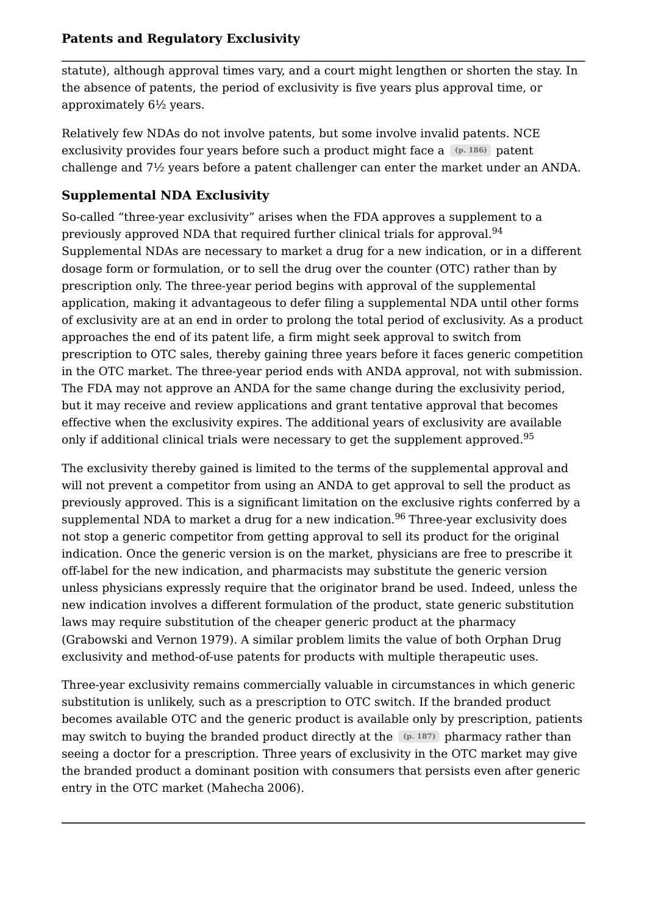statute), although approval times vary, and a court might lengthen or shorten the stay. In the absence of patents, the period of exclusivity is five years plus approval time, or approximately 6½ years.

Relatively few NDAs do not involve patents, but some involve invalid patents. NCE exclusivity provides four years before such a product might face a (p. 186) patent challenge and 7½ years before a patent challenger can enter the market under an ANDA.

### Supplemental NDA Exclusivity

So-called "three-year exclusivity" arises when the FDA approves a supplement to a previously approved NDA that required further clinical trials for approval.[94] Supplemental NDAs are necessary to market a drug for a new indication, or in a different dosage form or formulation, or to sell the drug over the counter (OTC) rather than by prescription only. The three-year period begins with approval of the supplemental application, making it advantageous to defer filing a supplemental NDA until other forms of exclusivity are at an end in order to prolong the total period of exclusivity. As a product approaches the end of its patent life, a firm might seek approval to switch from prescription to OTC sales, thereby gaining three years before it faces generic competition in the OTC market. The three-year period ends with ANDA approval, not with submission. The FDA may not approve an ANDA for the same change during the exclusivity period, but it may receive and review applications and grant tentative approval that becomes effective when the exclusivity expires. The additional years of exclusivity are available only if additional clinical trials were necessary to get the supplement approved.[95]

The exclusivity thereby gained is limited to the terms of the supplemental approval and will not prevent a competitor from using an ANDA to get approval to sell the product as previously approved. This is a significant limitation on the exclusive rights conferred by a supplemental NDA to market a drug for a new indication.[96] Three-year exclusivity does not stop a generic competitor from getting approval to sell its product for the original indication. Once the generic version is on the market, physicians are free to prescribe it off-label for the new indication, and pharmacists may substitute the generic version unless physicians expressly require that the originator brand be used. Indeed, unless the new indication involves a different formulation of the product, state generic substitution laws may require substitution of the cheaper generic product at the pharmacy (Grabowski and Vernon 1979). A similar problem limits the value of both Orphan Drug exclusivity and method-of-use patents for products with multiple therapeutic uses.

Three-year exclusivity remains commercially valuable in circumstances in which generic substitution is unlikely, such as a prescription to OTC switch. If the branded product becomes available OTC and the generic product is available only by prescription, patients may switch to buying the branded product directly at the (p. 187) pharmacy rather than seeing a doctor for a prescription. Three years of exclusivity in the OTC market may give the branded product a dominant position with consumers that persists even after generic entry in the OTC market (Mahecha 2006).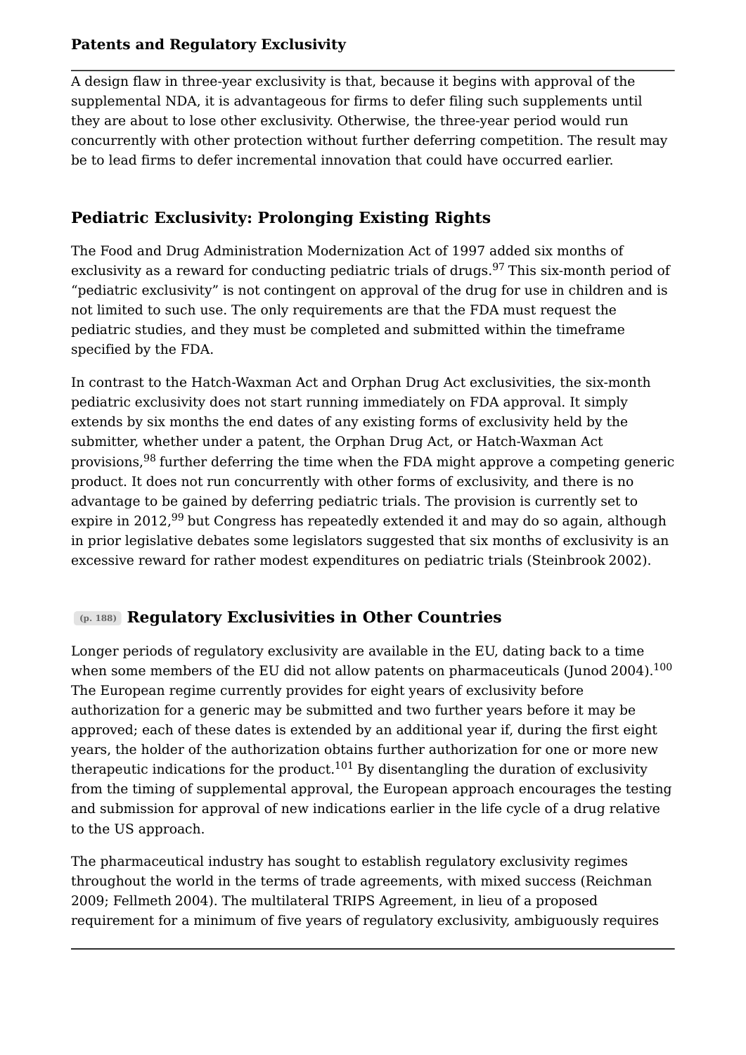A design flaw in three-year exclusivity is that, because it begins with approval of the supplemental NDA, it is advantageous for firms to defer filing such supplements until they are about to lose other exclusivity. Otherwise, the three-year period would run concurrently with other protection without further deferring competition. The result may be to lead firms to defer incremental innovation that could have occurred earlier.

## Pediatric Exclusivity: Prolonging Existing Rights

The Food and Drug Administration Modernization Act of 1997 added six months of exclusivity as a reward for conducting pediatric trials of drugs.[97] This six-month period of “pediatric exclusivity” is not contingent on approval of the drug for use in children and is not limited to such use. The only requirements are that the FDA must request the pediatric studies, and they must be completed and submitted within the timeframe specified by the FDA.

In contrast to the Hatch-Waxman Act and Orphan Drug Act exclusivities, the six-month pediatric exclusivity does not start running immediately on FDA approval. It simply extends by six months the end dates of any existing forms of exclusivity held by the submitter, whether under a patent, the Orphan Drug Act, or Hatch-Waxman Act provisions,[98] further deferring the time when the FDA might approve a competing generic product. It does not run concurrently with other forms of exclusivity, and there is no advantage to be gained by deferring pediatric trials. The provision is currently set to expire in 2012,[99] but Congress has repeatedly extended it and may do so again, although in prior legislative debates some legislators suggested that six months of exclusivity is an excessive reward for rather modest expenditures on pediatric trials (Steinbrook 2002).

## (p. 188) Regulatory Exclusivities in Other Countries

Longer periods of regulatory exclusivity are available in the EU, dating back to a time when some members of the EU did not allow patents on pharmaceuticals (Junod 2004).[100] The European regime currently provides for eight years of exclusivity before authorization for a generic may be submitted and two further years before it may be approved; each of these dates is extended by an additional year if, during the first eight years, the holder of the authorization obtains further authorization for one or more new therapeutic indications for the product.[101] By disentangling the duration of exclusivity from the timing of supplemental approval, the European approach encourages the testing and submission for approval of new indications earlier in the life cycle of a drug relative to the US approach.

The pharmaceutical industry has sought to establish regulatory exclusivity regimes throughout the world in the terms of trade agreements, with mixed success (Reichman 2009; Fellmeth 2004). The multilateral TRIPS Agreement, in lieu of a proposed requirement for a minimum of five years of regulatory exclusivity, ambiguously requires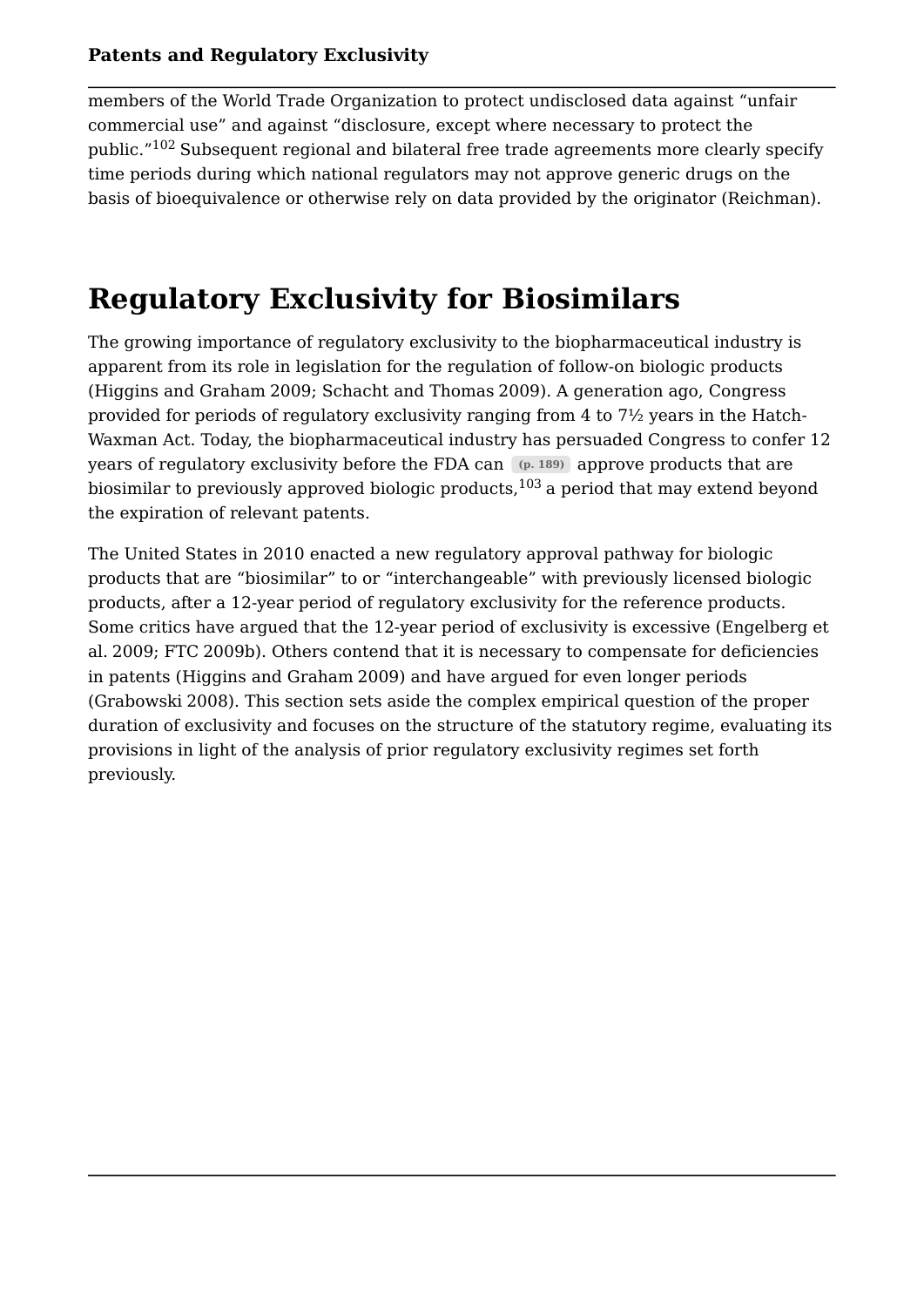members of the World Trade Organization to protect undisclosed data against "unfair commercial use" and against "disclosure, except where necessary to protect the public."[102] Subsequent regional and bilateral free trade agreements more clearly specify time periods during which national regulators may not approve generic drugs on the basis of bioequivalence or otherwise rely on data provided by the originator (Reichman).

# Regulatory Exclusivity for Biosimilars

The growing importance of regulatory exclusivity to the biopharmaceutical industry is apparent from its role in legislation for the regulation of follow-on biologic products (Higgins and Graham 2009; Schacht and Thomas 2009). A generation ago, Congress provided for periods of regulatory exclusivity ranging from 4 to 7½ years in the Hatch-Waxman Act. Today, the biopharmaceutical industry has persuaded Congress to confer 12 years of regulatory exclusivity before the FDA can (p. 189) approve products that are biosimilar to previously approved biologic products,[103] a period that may extend beyond the expiration of relevant patents.

The United States in 2010 enacted a new regulatory approval pathway for biologic products that are "biosimilar" to or "interchangeable" with previously licensed biologic products, after a 12-year period of regulatory exclusivity for the reference products. Some critics have argued that the 12-year period of exclusivity is excessive (Engelberg et al. 2009; FTC 2009b). Others contend that it is necessary to compensate for deficiencies in patents (Higgins and Graham 2009) and have argued for even longer periods (Grabowski 2008). This section sets aside the complex empirical question of the proper duration of exclusivity and focuses on the structure of the statutory regime, evaluating its provisions in light of the analysis of prior regulatory exclusivity regimes set forth previously.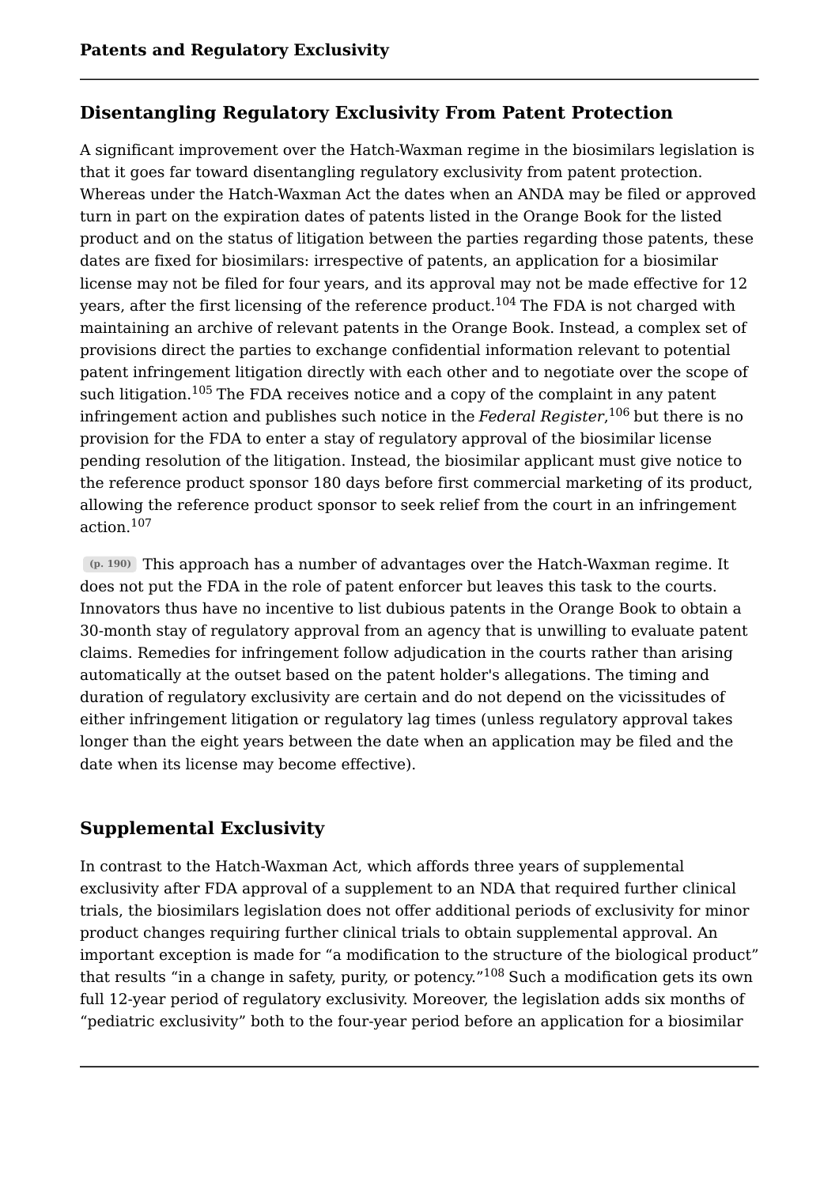## Disentangling Regulatory Exclusivity From Patent Protection

A significant improvement over the Hatch-Waxman regime in the biosimilars legislation is that it goes far toward disentangling regulatory exclusivity from patent protection. Whereas under the Hatch-Waxman Act the dates when an ANDA may be filed or approved turn in part on the expiration dates of patents listed in the Orange Book for the listed product and on the status of litigation between the parties regarding those patents, these dates are fixed for biosimilars: irrespective of patents, an application for a biosimilar license may not be filed for four years, and its approval may not be made effective for 12 years, after the first licensing of the reference product.[104] The FDA is not charged with maintaining an archive of relevant patents in the Orange Book. Instead, a complex set of provisions direct the parties to exchange confidential information relevant to potential patent infringement litigation directly with each other and to negotiate over the scope of such litigation.[105] The FDA receives notice and a copy of the complaint in any patent infringement action and publishes such notice in the *Federal Register*,[106] but there is no provision for the FDA to enter a stay of regulatory approval of the biosimilar license pending resolution of the litigation. Instead, the biosimilar applicant must give notice to the reference product sponsor 180 days before first commercial marketing of its product, allowing the reference product sponsor to seek relief from the court in an infringement action.[107]

(p. 190) This approach has a number of advantages over the Hatch-Waxman regime. It does not put the FDA in the role of patent enforcer but leaves this task to the courts. Innovators thus have no incentive to list dubious patents in the Orange Book to obtain a 30-month stay of regulatory approval from an agency that is unwilling to evaluate patent claims. Remedies for infringement follow adjudication in the courts rather than arising automatically at the outset based on the patent holder's allegations. The timing and duration of regulatory exclusivity are certain and do not depend on the vicissitudes of either infringement litigation or regulatory lag times (unless regulatory approval takes longer than the eight years between the date when an application may be filed and the date when its license may become effective).

## Supplemental Exclusivity

In contrast to the Hatch-Waxman Act, which affords three years of supplemental exclusivity after FDA approval of a supplement to an NDA that required further clinical trials, the biosimilars legislation does not offer additional periods of exclusivity for minor product changes requiring further clinical trials to obtain supplemental approval. An important exception is made for "a modification to the structure of the biological product" that results "in a change in safety, purity, or potency."[108] Such a modification gets its own full 12-year period of regulatory exclusivity. Moreover, the legislation adds six months of "pediatric exclusivity" both to the four-year period before an application for a biosimilar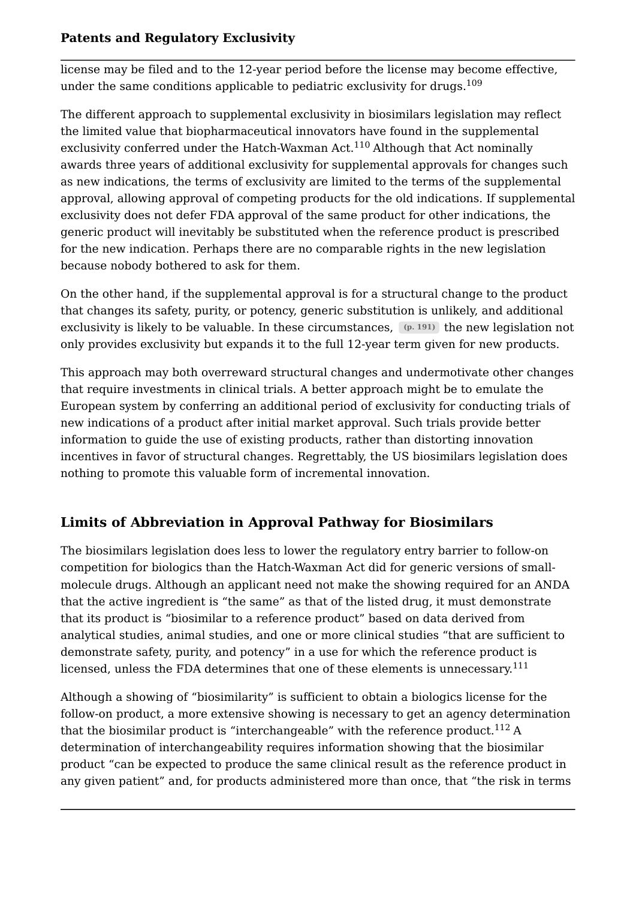license may be filed and to the 12-year period before the license may become effective, under the same conditions applicable to pediatric exclusivity for drugs.[109]

The different approach to supplemental exclusivity in biosimilars legislation may reflect the limited value that biopharmaceutical innovators have found in the supplemental exclusivity conferred under the Hatch-Waxman Act.[110] Although that Act nominally awards three years of additional exclusivity for supplemental approvals for changes such as new indications, the terms of exclusivity are limited to the terms of the supplemental approval, allowing approval of competing products for the old indications. If supplemental exclusivity does not defer FDA approval of the same product for other indications, the generic product will inevitably be substituted when the reference product is prescribed for the new indication. Perhaps there are no comparable rights in the new legislation because nobody bothered to ask for them.

On the other hand, if the supplemental approval is for a structural change to the product that changes its safety, purity, or potency, generic substitution is unlikely, and additional exclusivity is likely to be valuable. In these circumstances, (p. 191) the new legislation not only provides exclusivity but expands it to the full 12-year term given for new products.

This approach may both overreward structural changes and undermotivate other changes that require investments in clinical trials. A better approach might be to emulate the European system by conferring an additional period of exclusivity for conducting trials of new indications of a product after initial market approval. Such trials provide better information to guide the use of existing products, rather than distorting innovation incentives in favor of structural changes. Regrettably, the US biosimilars legislation does nothing to promote this valuable form of incremental innovation.

## Limits of Abbreviation in Approval Pathway for Biosimilars

The biosimilars legislation does less to lower the regulatory entry barrier to follow-on competition for biologics than the Hatch-Waxman Act did for generic versions of small-molecule drugs. Although an applicant need not make the showing required for an ANDA that the active ingredient is "the same" as that of the listed drug, it must demonstrate that its product is "biosimilar to a reference product" based on data derived from analytical studies, animal studies, and one or more clinical studies "that are sufficient to demonstrate safety, purity, and potency" in a use for which the reference product is licensed, unless the FDA determines that one of these elements is unnecessary.[111]

Although a showing of "biosimilarity" is sufficient to obtain a biologics license for the follow-on product, a more extensive showing is necessary to get an agency determination that the biosimilar product is "interchangeable" with the reference product.[112] A determination of interchangeability requires information showing that the biosimilar product "can be expected to produce the same clinical result as the reference product in any given patient" and, for products administered more than once, that "the risk in terms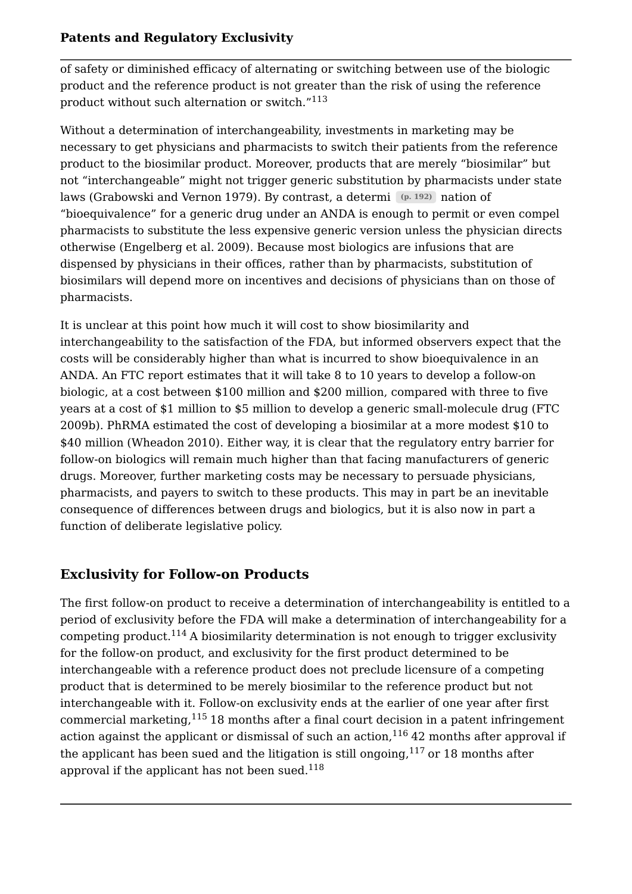of safety or diminished efficacy of alternating or switching between use of the biologic product and the reference product is not greater than the risk of using the reference product without such alternation or switch."[113]

Without a determination of interchangeability, investments in marketing may be necessary to get physicians and pharmacists to switch their patients from the reference product to the biosimilar product. Moreover, products that are merely "biosimilar" but not "interchangeable" might not trigger generic substitution by pharmacists under state laws (Grabowski and Vernon 1979). By contrast, a determination of "bioequivalence" for a generic drug under an ANDA is enough to permit or even compel pharmacists to substitute the less expensive generic version unless the physician directs otherwise (Engelberg et al. 2009). Because most biologics are infusions that are dispensed by physicians in their offices, rather than by pharmacists, substitution of biosimilars will depend more on incentives and decisions of physicians than on those of pharmacists.

It is unclear at this point how much it will cost to show biosimilarity and interchangeability to the satisfaction of the FDA, but informed observers expect that the costs will be considerably higher than what is incurred to show bioequivalence in an ANDA. An FTC report estimates that it will take 8 to 10 years to develop a follow-on biologic, at a cost between $100 million and $200 million, compared with three to five years at a cost of $1 million to $5 million to develop a generic small-molecule drug (FTC 2009b). PhRMA estimated the cost of developing a biosimilar at a more modest $10 to $40 million (Wheadon 2010). Either way, it is clear that the regulatory entry barrier for follow-on biologics will remain much higher than that facing manufacturers of generic drugs. Moreover, further marketing costs may be necessary to persuade physicians, pharmacists, and payers to switch to these products. This may in part be an inevitable consequence of differences between drugs and biologics, but it is also now in part a function of deliberate legislative policy.

## Exclusivity for Follow-on Products

The first follow-on product to receive a determination of interchangeability is entitled to a period of exclusivity before the FDA will make a determination of interchangeability for a competing product.[114] A biosimilarity determination is not enough to trigger exclusivity for the follow-on product, and exclusivity for the first product determined to be interchangeable with a reference product does not preclude licensure of a competing product that is determined to be merely biosimilar to the reference product but not interchangeable with it. Follow-on exclusivity ends at the earlier of one year after first commercial marketing,[115] 18 months after a final court decision in a patent infringement action against the applicant or dismissal of such an action,[116] 42 months after approval if the applicant has been sued and the litigation is still ongoing,[117] or 18 months after approval if the applicant has not been sued.[118]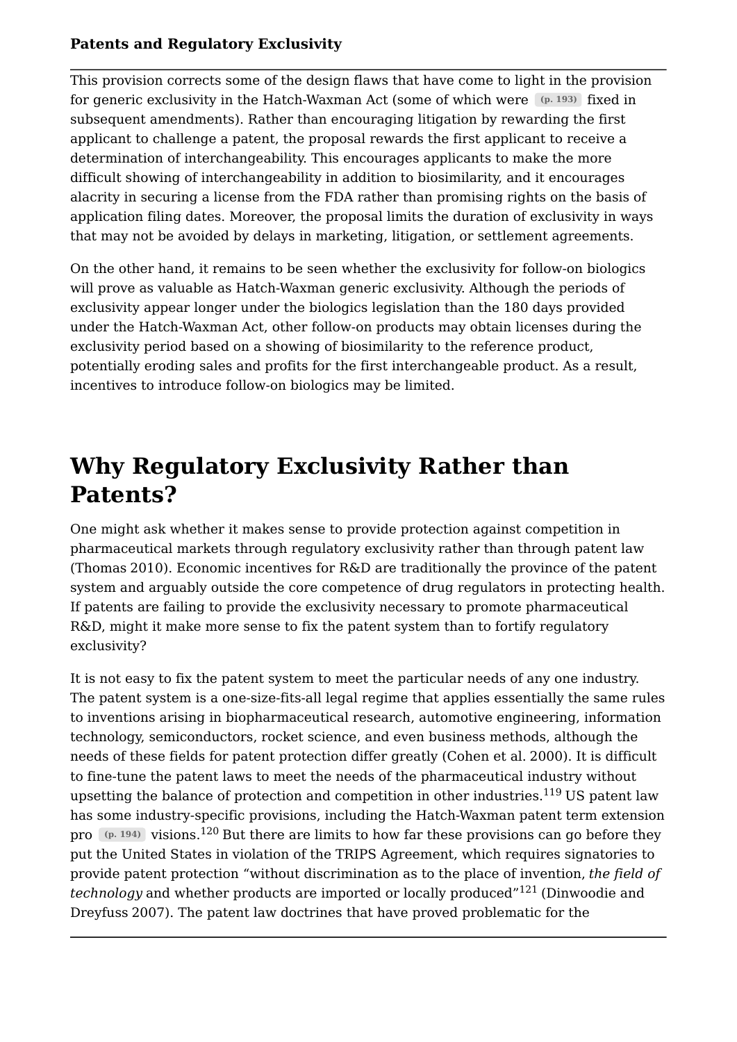This provision corrects some of the design flaws that have come to light in the provision for generic exclusivity in the Hatch-Waxman Act (some of which were (p. 193) fixed in subsequent amendments). Rather than encouraging litigation by rewarding the first applicant to challenge a patent, the proposal rewards the first applicant to receive a determination of interchangeability. This encourages applicants to make the more difficult showing of interchangeability in addition to biosimilarity, and it encourages alacrity in securing a license from the FDA rather than promising rights on the basis of application filing dates. Moreover, the proposal limits the duration of exclusivity in ways that may not be avoided by delays in marketing, litigation, or settlement agreements.

On the other hand, it remains to be seen whether the exclusivity for follow-on biologics will prove as valuable as Hatch-Waxman generic exclusivity. Although the periods of exclusivity appear longer under the biologics legislation than the 180 days provided under the Hatch-Waxman Act, other follow-on products may obtain licenses during the exclusivity period based on a showing of biosimilarity to the reference product, potentially eroding sales and profits for the first interchangeable product. As a result, incentives to introduce follow-on biologics may be limited.

# Why Regulatory Exclusivity Rather than Patents?

One might ask whether it makes sense to provide protection against competition in pharmaceutical markets through regulatory exclusivity rather than through patent law (Thomas 2010). Economic incentives for R&D are traditionally the province of the patent system and arguably outside the core competence of drug regulators in protecting health. If patents are failing to provide the exclusivity necessary to promote pharmaceutical R&D, might it make more sense to fix the patent system than to fortify regulatory exclusivity?

It is not easy to fix the patent system to meet the particular needs of any one industry. The patent system is a one-size-fits-all legal regime that applies essentially the same rules to inventions arising in biopharmaceutical research, automotive engineering, information technology, semiconductors, rocket science, and even business methods, although the needs of these fields for patent protection differ greatly (Cohen et al. 2000). It is difficult to fine-tune the patent laws to meet the needs of the pharmaceutical industry without upsetting the balance of protection and competition in other industries.[119] US patent law has some industry-specific provisions, including the Hatch-Waxman patent term extension pro (p. 194) visions.[120] But there are limits to how far these provisions can go before they put the United States in violation of the TRIPS Agreement, which requires signatories to provide patent protection "without discrimination as to the place of invention, *the field of technology* and whether products are imported or locally produced"[121] (Dinwoodie and Dreyfuss 2007). The patent law doctrines that have proved problematic for the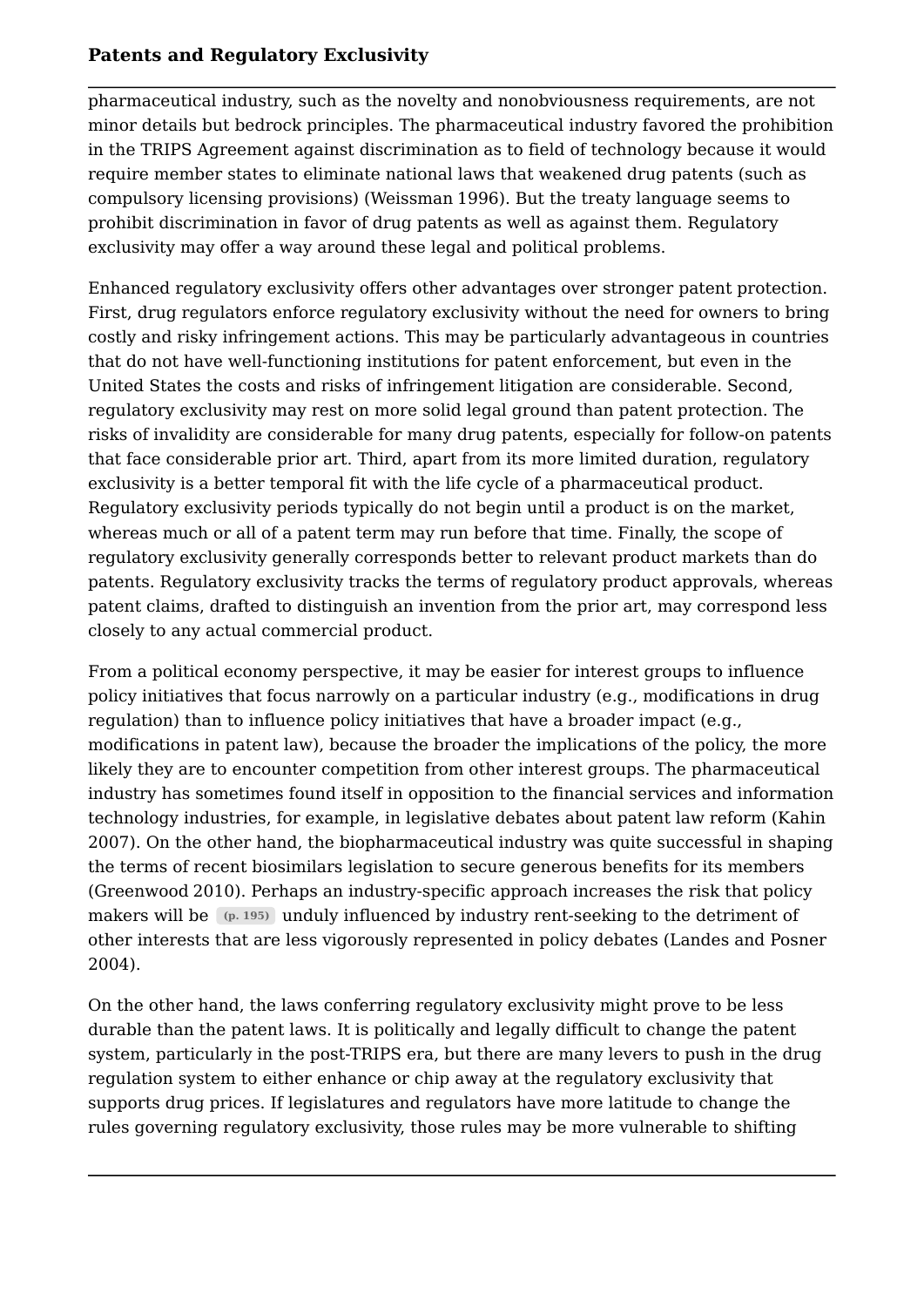pharmaceutical industry, such as the novelty and nonobviousness requirements, are not minor details but bedrock principles. The pharmaceutical industry favored the prohibition in the TRIPS Agreement against discrimination as to field of technology because it would require member states to eliminate national laws that weakened drug patents (such as compulsory licensing provisions) (Weissman 1996). But the treaty language seems to prohibit discrimination in favor of drug patents as well as against them. Regulatory exclusivity may offer a way around these legal and political problems.

Enhanced regulatory exclusivity offers other advantages over stronger patent protection. First, drug regulators enforce regulatory exclusivity without the need for owners to bring costly and risky infringement actions. This may be particularly advantageous in countries that do not have well-functioning institutions for patent enforcement, but even in the United States the costs and risks of infringement litigation are considerable. Second, regulatory exclusivity may rest on more solid legal ground than patent protection. The risks of invalidity are considerable for many drug patents, especially for follow-on patents that face considerable prior art. Third, apart from its more limited duration, regulatory exclusivity is a better temporal fit with the life cycle of a pharmaceutical product. Regulatory exclusivity periods typically do not begin until a product is on the market, whereas much or all of a patent term may run before that time. Finally, the scope of regulatory exclusivity generally corresponds better to relevant product markets than do patents. Regulatory exclusivity tracks the terms of regulatory product approvals, whereas patent claims, drafted to distinguish an invention from the prior art, may correspond less closely to any actual commercial product.

From a political economy perspective, it may be easier for interest groups to influence policy initiatives that focus narrowly on a particular industry (e.g., modifications in drug regulation) than to influence policy initiatives that have a broader impact (e.g., modifications in patent law), because the broader the implications of the policy, the more likely they are to encounter competition from other interest groups. The pharmaceutical industry has sometimes found itself in opposition to the financial services and information technology industries, for example, in legislative debates about patent law reform (Kahin 2007). On the other hand, the biopharmaceutical industry was quite successful in shaping the terms of recent biosimilars legislation to secure generous benefits for its members (Greenwood 2010). Perhaps an industry-specific approach increases the risk that policy makers will be (p. 195) unduly influenced by industry rent-seeking to the detriment of other interests that are less vigorously represented in policy debates (Landes and Posner 2004).

On the other hand, the laws conferring regulatory exclusivity might prove to be less durable than the patent laws. It is politically and legally difficult to change the patent system, particularly in the post-TRIPS era, but there are many levers to push in the drug regulation system to either enhance or chip away at the regulatory exclusivity that supports drug prices. If legislatures and regulators have more latitude to change the rules governing regulatory exclusivity, those rules may be more vulnerable to shifting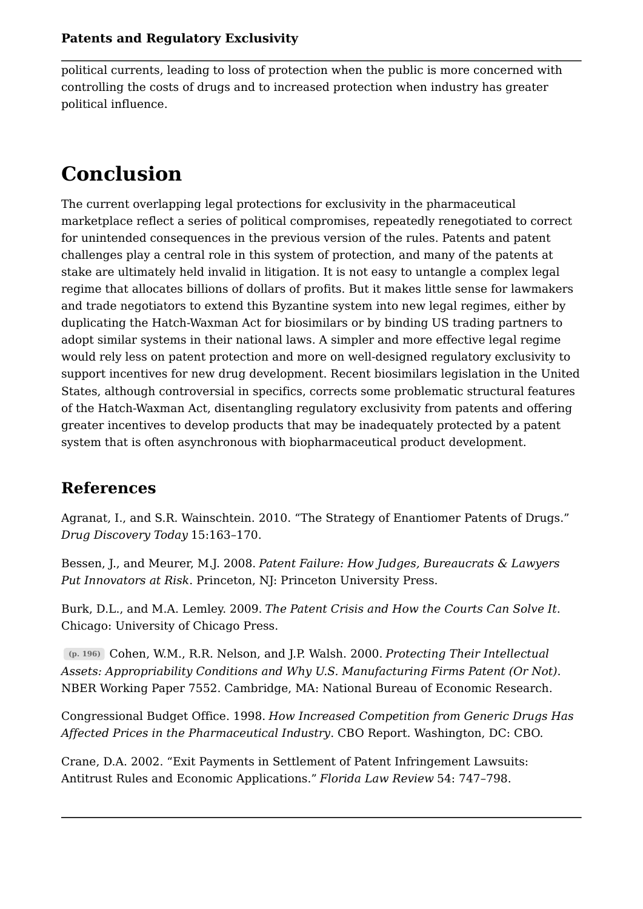political currents, leading to loss of protection when the public is more concerned with controlling the costs of drugs and to increased protection when industry has greater political influence.

# Conclusion

The current overlapping legal protections for exclusivity in the pharmaceutical marketplace reflect a series of political compromises, repeatedly renegotiated to correct for unintended consequences in the previous version of the rules. Patents and patent challenges play a central role in this system of protection, and many of the patents at stake are ultimately held invalid in litigation. It is not easy to untangle a complex legal regime that allocates billions of dollars of profits. But it makes little sense for lawmakers and trade negotiators to extend this Byzantine system into new legal regimes, either by duplicating the Hatch-Waxman Act for biosimilars or by binding US trading partners to adopt similar systems in their national laws. A simpler and more effective legal regime would rely less on patent protection and more on well-designed regulatory exclusivity to support incentives for new drug development. Recent biosimilars legislation in the United States, although controversial in specifics, corrects some problematic structural features of the Hatch-Waxman Act, disentangling regulatory exclusivity from patents and offering greater incentives to develop products that may be inadequately protected by a patent system that is often asynchronous with biopharmaceutical product development.

## References

Agranat, I., and S.R. Wainschtein. 2010. "The Strategy of Enantiomer Patents of Drugs." *Drug Discovery Today* 15:163–170.

Bessen, J., and Meurer, M.J. 2008. *Patent Failure: How Judges, Bureaucrats & Lawyers Put Innovators at Risk*. Princeton, NJ: Princeton University Press.

Burk, D.L., and M.A. Lemley. 2009. *The Patent Crisis and How the Courts Can Solve It*. Chicago: University of Chicago Press.

(p. 196) Cohen, W.M., R.R. Nelson, and J.P. Walsh. 2000. *Protecting Their Intellectual Assets: Appropriability Conditions and Why U.S. Manufacturing Firms Patent (Or Not)*. NBER Working Paper 7552. Cambridge, MA: National Bureau of Economic Research.

Congressional Budget Office. 1998. *How Increased Competition from Generic Drugs Has Affected Prices in the Pharmaceutical Industry*. CBO Report. Washington, DC: CBO.

Crane, D.A. 2002. "Exit Payments in Settlement of Patent Infringement Lawsuits: Antitrust Rules and Economic Applications." *Florida Law Review* 54: 747–798.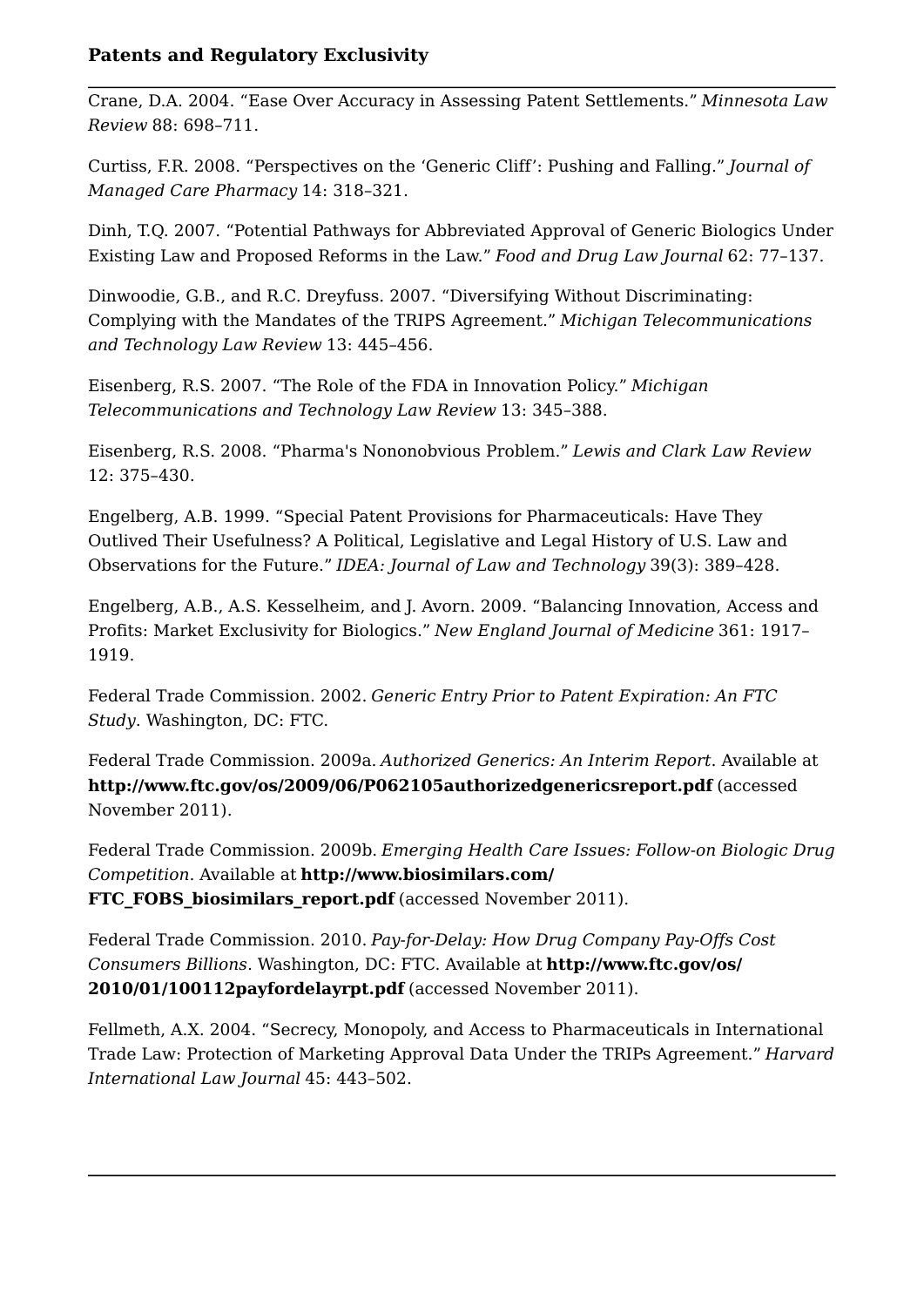Crane, D.A. 2004. “Ease Over Accuracy in Assessing Patent Settlements.” *Minnesota Law Review* 88: 698–711.

Curtiss, F.R. 2008. “Perspectives on the ‘Generic Cliff’: Pushing and Falling.” *Journal of Managed Care Pharmacy* 14: 318–321.

Dinh, T.Q. 2007. “Potential Pathways for Abbreviated Approval of Generic Biologics Under Existing Law and Proposed Reforms in the Law.” *Food and Drug Law Journal* 62: 77–137.

Dinwoodie, G.B., and R.C. Dreyfuss. 2007. “Diversifying Without Discriminating: Complying with the Mandates of the TRIPS Agreement.” *Michigan Telecommunications and Technology Law Review* 13: 445–456.

Eisenberg, R.S. 2007. “The Role of the FDA in Innovation Policy.” *Michigan Telecommunications and Technology Law Review* 13: 345–388.

Eisenberg, R.S. 2008. “Pharma's Nononobvious Problem.” *Lewis and Clark Law Review* 12: 375–430.

Engelberg, A.B. 1999. “Special Patent Provisions for Pharmaceuticals: Have They Outlived Their Usefulness? A Political, Legislative and Legal History of U.S. Law and Observations for the Future.” *IDEA: Journal of Law and Technology* 39(3): 389–428.

Engelberg, A.B., A.S. Kesselheim, and J. Avorn. 2009. “Balancing Innovation, Access and Profits: Market Exclusivity for Biologics.” *New England Journal of Medicine* 361: 1917–1919.

Federal Trade Commission. 2002. *Generic Entry Prior to Patent Expiration: An FTC Study*. Washington, DC: FTC.

Federal Trade Commission. 2009a. *Authorized Generics: An Interim Report*. Available at **http://www.ftc.gov/os/2009/06/P062105authorizedgenericsreport.pdf** (accessed November 2011).

Federal Trade Commission. 2009b. *Emerging Health Care Issues: Follow-on Biologic Drug Competition*. Available at **http://www.biosimilars.com/FTC_FOBS_biosimilars_report.pdf** (accessed November 2011).

Federal Trade Commission. 2010. *Pay-for-Delay: How Drug Company Pay-Offs Cost Consumers Billions*. Washington, DC: FTC. Available at **http://www.ftc.gov/os/2010/01/100112payfordelayrpt.pdf** (accessed November 2011).

Fellmeth, A.X. 2004. “Secrecy, Monopoly, and Access to Pharmaceuticals in International Trade Law: Protection of Marketing Approval Data Under the TRIPs Agreement.” *Harvard International Law Journal* 45: 443–502.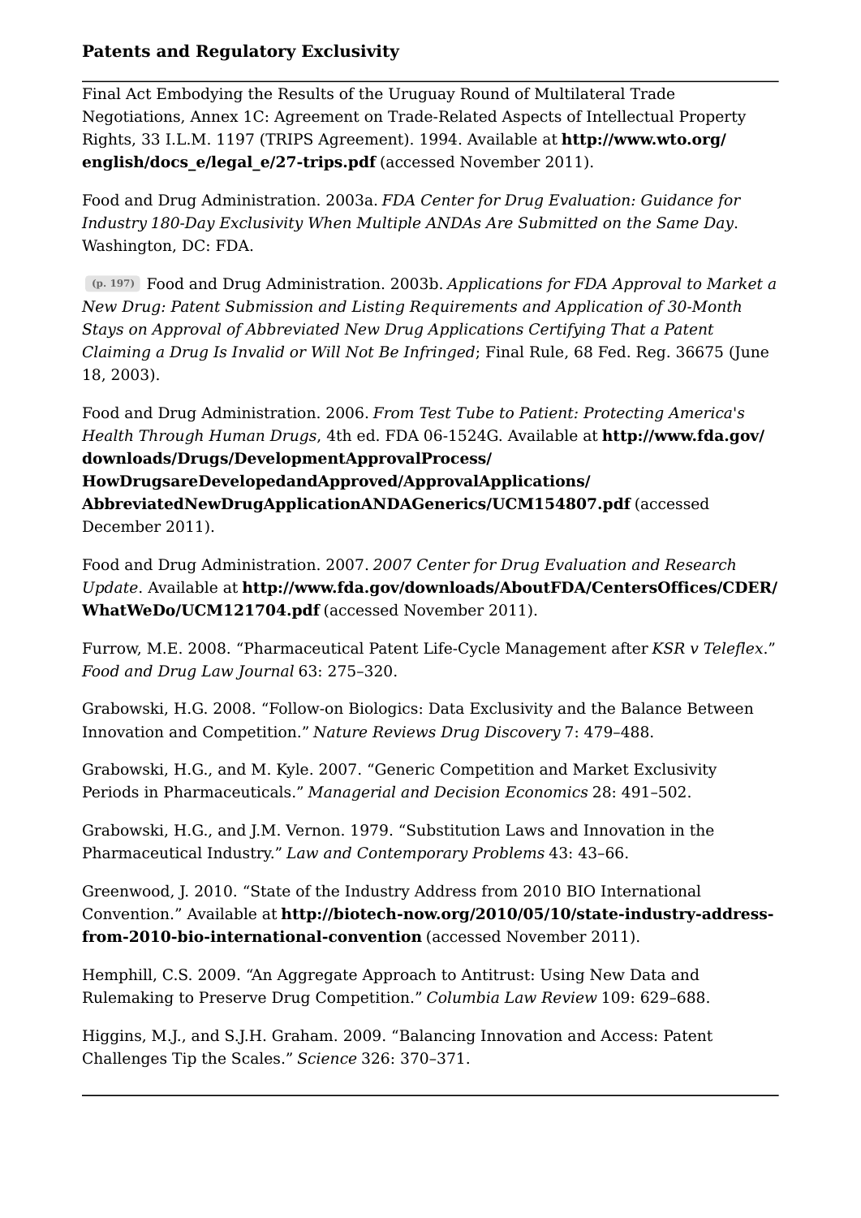Final Act Embodying the Results of the Uruguay Round of Multilateral Trade Negotiations, Annex 1C: Agreement on Trade-Related Aspects of Intellectual Property Rights, 33 I.L.M. 1197 (TRIPS Agreement). 1994. Available at **http://www.wto.org/english/docs_e/legal_e/27-trips.pdf** (accessed November 2011).

Food and Drug Administration. 2003a. *FDA Center for Drug Evaluation: Guidance for Industry 180-Day Exclusivity When Multiple ANDAs Are Submitted on the Same Day*. Washington, DC: FDA.

(p. 197) Food and Drug Administration. 2003b. *Applications for FDA Approval to Market a New Drug: Patent Submission and Listing Requirements and Application of 30-Month Stays on Approval of Abbreviated New Drug Applications Certifying That a Patent Claiming a Drug Is Invalid or Will Not Be Infringed*; Final Rule, 68 Fed. Reg. 36675 (June 18, 2003).

Food and Drug Administration. 2006. *From Test Tube to Patient: Protecting America's Health Through Human Drugs*, 4th ed. FDA 06-1524G. Available at **http://www.fda.gov/downloads/Drugs/DevelopmentApprovalProcess/HowDrugsareDevelopedandApproved/ApprovalApplications/AbbreviatedNewDrugApplicationANDAGenerics/UCM154807.pdf** (accessed December 2011).

Food and Drug Administration. 2007. *2007 Center for Drug Evaluation and Research Update*. Available at **http://www.fda.gov/downloads/AboutFDA/CentersOffices/CDER/WhatWeDo/UCM121704.pdf** (accessed November 2011).

Furrow, M.E. 2008. "Pharmaceutical Patent Life-Cycle Management after *KSR v Teleflex*." *Food and Drug Law Journal* 63: 275–320.

Grabowski, H.G. 2008. "Follow-on Biologics: Data Exclusivity and the Balance Between Innovation and Competition." *Nature Reviews Drug Discovery* 7: 479–488.

Grabowski, H.G., and M. Kyle. 2007. "Generic Competition and Market Exclusivity Periods in Pharmaceuticals." *Managerial and Decision Economics* 28: 491–502.

Grabowski, H.G., and J.M. Vernon. 1979. "Substitution Laws and Innovation in the Pharmaceutical Industry." *Law and Contemporary Problems* 43: 43–66.

Greenwood, J. 2010. "State of the Industry Address from 2010 BIO International Convention." Available at **http://biotech-now.org/2010/05/10/state-industry-address-from-2010-bio-international-convention** (accessed November 2011).

Hemphill, C.S. 2009. "An Aggregate Approach to Antitrust: Using New Data and Rulemaking to Preserve Drug Competition." *Columbia Law Review* 109: 629–688.

Higgins, M.J., and S.J.H. Graham. 2009. "Balancing Innovation and Access: Patent Challenges Tip the Scales." *Science* 326: 370–371.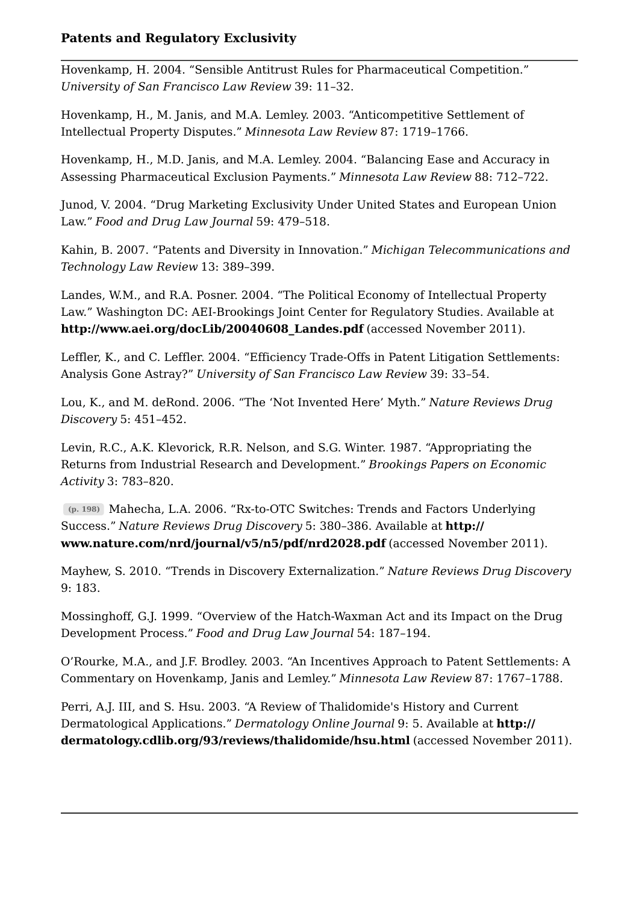Hovenkamp, H. 2004. “Sensible Antitrust Rules for Pharmaceutical Competition.” *University of San Francisco Law Review* 39: 11–32.

Hovenkamp, H., M. Janis, and M.A. Lemley. 2003. “Anticompetitive Settlement of Intellectual Property Disputes.” *Minnesota Law Review* 87: 1719–1766.

Hovenkamp, H., M.D. Janis, and M.A. Lemley. 2004. “Balancing Ease and Accuracy in Assessing Pharmaceutical Exclusion Payments.” *Minnesota Law Review* 88: 712–722.

Junod, V. 2004. “Drug Marketing Exclusivity Under United States and European Union Law.” *Food and Drug Law Journal* 59: 479–518.

Kahin, B. 2007. “Patents and Diversity in Innovation.” *Michigan Telecommunications and Technology Law Review* 13: 389–399.

Landes, W.M., and R.A. Posner. 2004. “The Political Economy of Intellectual Property Law.” Washington DC: AEI-Brookings Joint Center for Regulatory Studies. Available at **http://www.aei.org/docLib/20040608_Landes.pdf** (accessed November 2011).

Leffler, K., and C. Leffler. 2004. “Efficiency Trade-Offs in Patent Litigation Settlements: Analysis Gone Astray?” *University of San Francisco Law Review* 39: 33–54.

Lou, K., and M. deRond. 2006. “The ‘Not Invented Here’ Myth.” *Nature Reviews Drug Discovery* 5: 451–452.

Levin, R.C., A.K. Klevorick, R.R. Nelson, and S.G. Winter. 1987. “Appropriating the Returns from Industrial Research and Development.” *Brookings Papers on Economic Activity* 3: 783–820.

(p. 198) Mahecha, L.A. 2006. “Rx-to-OTC Switches: Trends and Factors Underlying Success.” *Nature Reviews Drug Discovery* 5: 380–386. Available at **http://www.nature.com/nrd/journal/v5/n5/pdf/nrd2028.pdf** (accessed November 2011).

Mayhew, S. 2010. “Trends in Discovery Externalization.” *Nature Reviews Drug Discovery* 9: 183.

Mossinghoff, G.J. 1999. “Overview of the Hatch-Waxman Act and its Impact on the Drug Development Process.” *Food and Drug Law Journal* 54: 187–194.

O’Rourke, M.A., and J.F. Brodley. 2003. “An Incentives Approach to Patent Settlements: A Commentary on Hovenkamp, Janis and Lemley.” *Minnesota Law Review* 87: 1767–1788.

Perri, A.J. III, and S. Hsu. 2003. “A Review of Thalidomide's History and Current Dermatological Applications.” *Dermatology Online Journal* 9: 5. Available at **http://dermatology.cdlib.org/93/reviews/thalidomide/hsu.html** (accessed November 2011).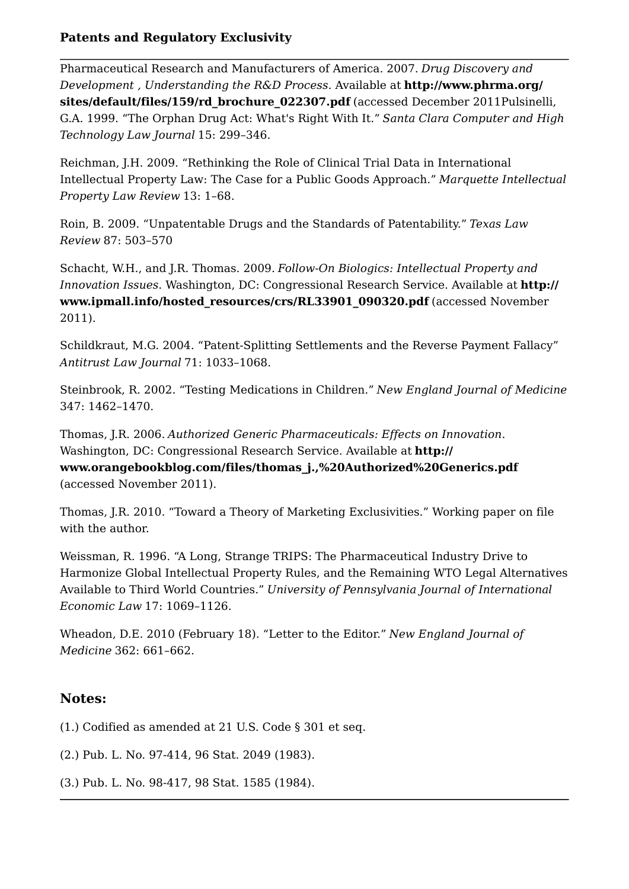Pharmaceutical Research and Manufacturers of America. 2007. *Drug Discovery and Development , Understanding the R&D Process*. Available at **http://www.phrma.org/sites/default/files/159/rd_brochure_022307.pdf** (accessed December 2011Pulsinelli, G.A. 1999. "The Orphan Drug Act: What's Right With It." *Santa Clara Computer and High Technology Law Journal* 15: 299–346.

Reichman, J.H. 2009. "Rethinking the Role of Clinical Trial Data in International Intellectual Property Law: The Case for a Public Goods Approach." *Marquette Intellectual Property Law Review* 13: 1–68.

Roin, B. 2009. "Unpatentable Drugs and the Standards of Patentability." *Texas Law Review* 87: 503–570

Schacht, W.H., and J.R. Thomas. 2009. *Follow-On Biologics: Intellectual Property and Innovation Issues*. Washington, DC: Congressional Research Service. Available at **http://www.ipmall.info/hosted_resources/crs/RL33901_090320.pdf** (accessed November 2011).

Schildkraut, M.G. 2004. "Patent-Splitting Settlements and the Reverse Payment Fallacy" *Antitrust Law Journal* 71: 1033–1068.

Steinbrook, R. 2002. "Testing Medications in Children." *New England Journal of Medicine* 347: 1462–1470.

Thomas, J.R. 2006. *Authorized Generic Pharmaceuticals: Effects on Innovation*. Washington, DC: Congressional Research Service. Available at **http://www.orangebookblog.com/files/thomas_j.,%20Authorized%20Generics.pdf** (accessed November 2011).

Thomas, J.R. 2010. "Toward a Theory of Marketing Exclusivities." Working paper on file with the author.

Weissman, R. 1996. "A Long, Strange TRIPS: The Pharmaceutical Industry Drive to Harmonize Global Intellectual Property Rules, and the Remaining WTO Legal Alternatives Available to Third World Countries." *University of Pennsylvania Journal of International Economic Law* 17: 1069–1126.

Wheadon, D.E. 2010 (February 18). "Letter to the Editor." *New England Journal of Medicine* 362: 661–662.

## Notes:

(1.) Codified as amended at 21 U.S. Code § 301 et seq.

(2.) Pub. L. No. 97-414, 96 Stat. 2049 (1983).

(3.) Pub. L. No. 98-417, 98 Stat. 1585 (1984).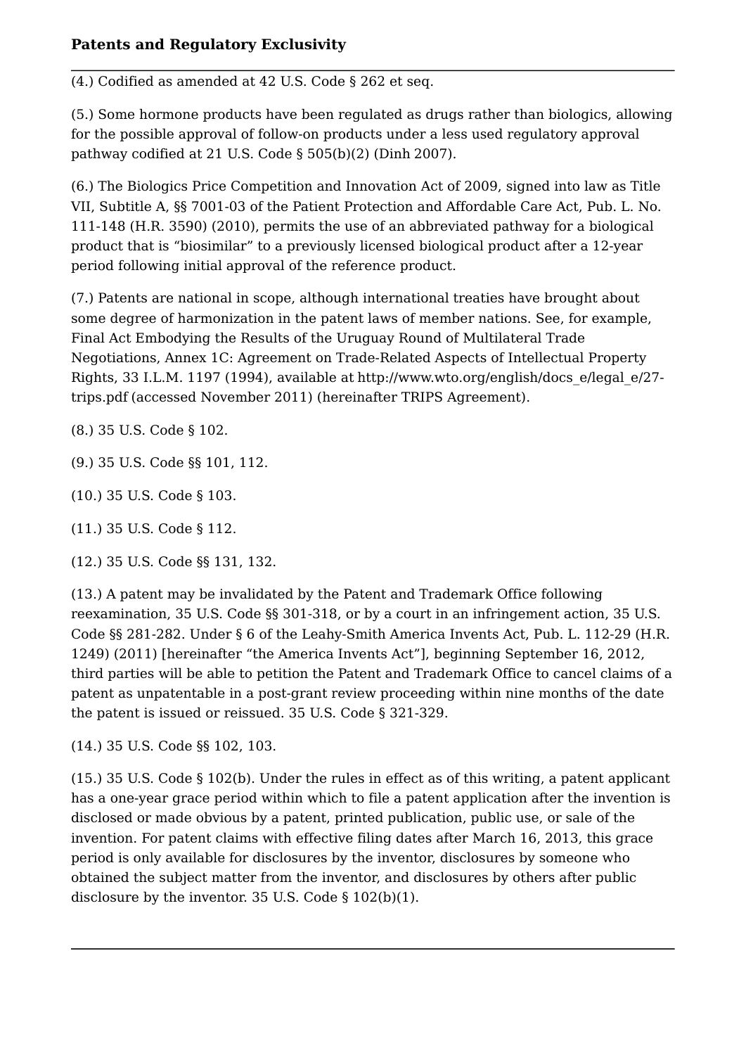(4.) Codified as amended at 42 U.S. Code § 262 et seq.

(5.) Some hormone products have been regulated as drugs rather than biologics, allowing for the possible approval of follow-on products under a less used regulatory approval pathway codified at 21 U.S. Code § 505(b)(2) (Dinh 2007).

(6.) The Biologics Price Competition and Innovation Act of 2009, signed into law as Title VII, Subtitle A, §§ 7001-03 of the Patient Protection and Affordable Care Act, Pub. L. No. 111-148 (H.R. 3590) (2010), permits the use of an abbreviated pathway for a biological product that is "biosimilar" to a previously licensed biological product after a 12-year period following initial approval of the reference product.

(7.) Patents are national in scope, although international treaties have brought about some degree of harmonization in the patent laws of member nations. See, for example, Final Act Embodying the Results of the Uruguay Round of Multilateral Trade Negotiations, Annex 1C: Agreement on Trade-Related Aspects of Intellectual Property Rights, 33 I.L.M. 1197 (1994), available at http://www.wto.org/english/docs_e/legal_e/27-trips.pdf (accessed November 2011) (hereinafter TRIPS Agreement).

(8.) 35 U.S. Code § 102.

(9.) 35 U.S. Code §§ 101, 112.

(10.) 35 U.S. Code § 103.

(11.) 35 U.S. Code § 112.

(12.) 35 U.S. Code §§ 131, 132.

(13.) A patent may be invalidated by the Patent and Trademark Office following reexamination, 35 U.S. Code §§ 301-318, or by a court in an infringement action, 35 U.S. Code §§ 281-282. Under § 6 of the Leahy-Smith America Invents Act, Pub. L. 112-29 (H.R. 1249) (2011) [hereinafter "the America Invents Act"], beginning September 16, 2012, third parties will be able to petition the Patent and Trademark Office to cancel claims of a patent as unpatentable in a post-grant review proceeding within nine months of the date the patent is issued or reissued. 35 U.S. Code § 321-329.

(14.) 35 U.S. Code §§ 102, 103.

(15.) 35 U.S. Code § 102(b). Under the rules in effect as of this writing, a patent applicant has a one-year grace period within which to file a patent application after the invention is disclosed or made obvious by a patent, printed publication, public use, or sale of the invention. For patent claims with effective filing dates after March 16, 2013, this grace period is only available for disclosures by the inventor, disclosures by someone who obtained the subject matter from the inventor, and disclosures by others after public disclosure by the inventor. 35 U.S. Code § 102(b)(1).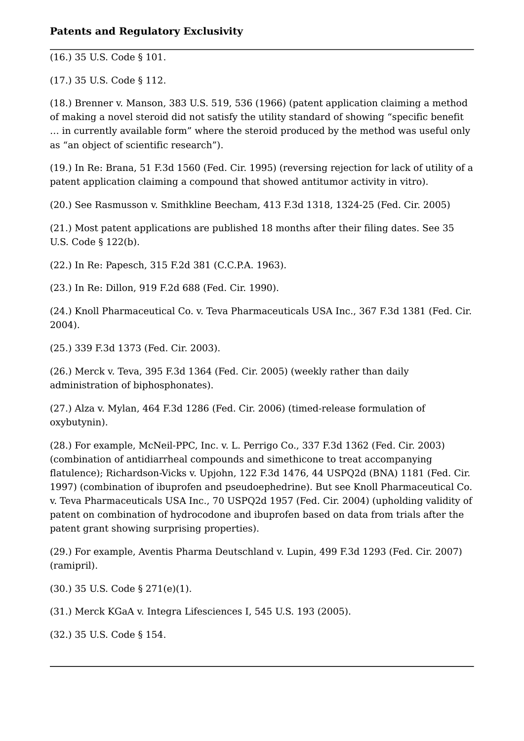(16.) 35 U.S. Code § 101.

(17.) 35 U.S. Code § 112.

(18.) Brenner v. Manson, 383 U.S. 519, 536 (1966) (patent application claiming a method of making a novel steroid did not satisfy the utility standard of showing "specific benefit … in currently available form" where the steroid produced by the method was useful only as "an object of scientific research").

(19.) In Re: Brana, 51 F.3d 1560 (Fed. Cir. 1995) (reversing rejection for lack of utility of a patent application claiming a compound that showed antitumor activity in vitro).

(20.) See Rasmusson v. Smithkline Beecham, 413 F.3d 1318, 1324-25 (Fed. Cir. 2005)

(21.) Most patent applications are published 18 months after their filing dates. See 35 U.S. Code § 122(b).

(22.) In Re: Papesch, 315 F.2d 381 (C.C.P.A. 1963).

(23.) In Re: Dillon, 919 F.2d 688 (Fed. Cir. 1990).

(24.) Knoll Pharmaceutical Co. v. Teva Pharmaceuticals USA Inc., 367 F.3d 1381 (Fed. Cir. 2004).

(25.) 339 F.3d 1373 (Fed. Cir. 2003).

(26.) Merck v. Teva, 395 F.3d 1364 (Fed. Cir. 2005) (weekly rather than daily administration of biphosphonates).

(27.) Alza v. Mylan, 464 F.3d 1286 (Fed. Cir. 2006) (timed-release formulation of oxybutynin).

(28.) For example, McNeil-PPC, Inc. v. L. Perrigo Co., 337 F.3d 1362 (Fed. Cir. 2003) (combination of antidiarrheal compounds and simethicone to treat accompanying flatulence); Richardson-Vicks v. Upjohn, 122 F.3d 1476, 44 USPQ2d (BNA) 1181 (Fed. Cir. 1997) (combination of ibuprofen and pseudoephedrine). But see Knoll Pharmaceutical Co. v. Teva Pharmaceuticals USA Inc., 70 USPQ2d 1957 (Fed. Cir. 2004) (upholding validity of patent on combination of hydrocodone and ibuprofen based on data from trials after the patent grant showing surprising properties).

(29.) For example, Aventis Pharma Deutschland v. Lupin, 499 F.3d 1293 (Fed. Cir. 2007) (ramipril).

(30.) 35 U.S. Code § 271(e)(1).

(31.) Merck KGaA v. Integra Lifesciences I, 545 U.S. 193 (2005).

(32.) 35 U.S. Code § 154.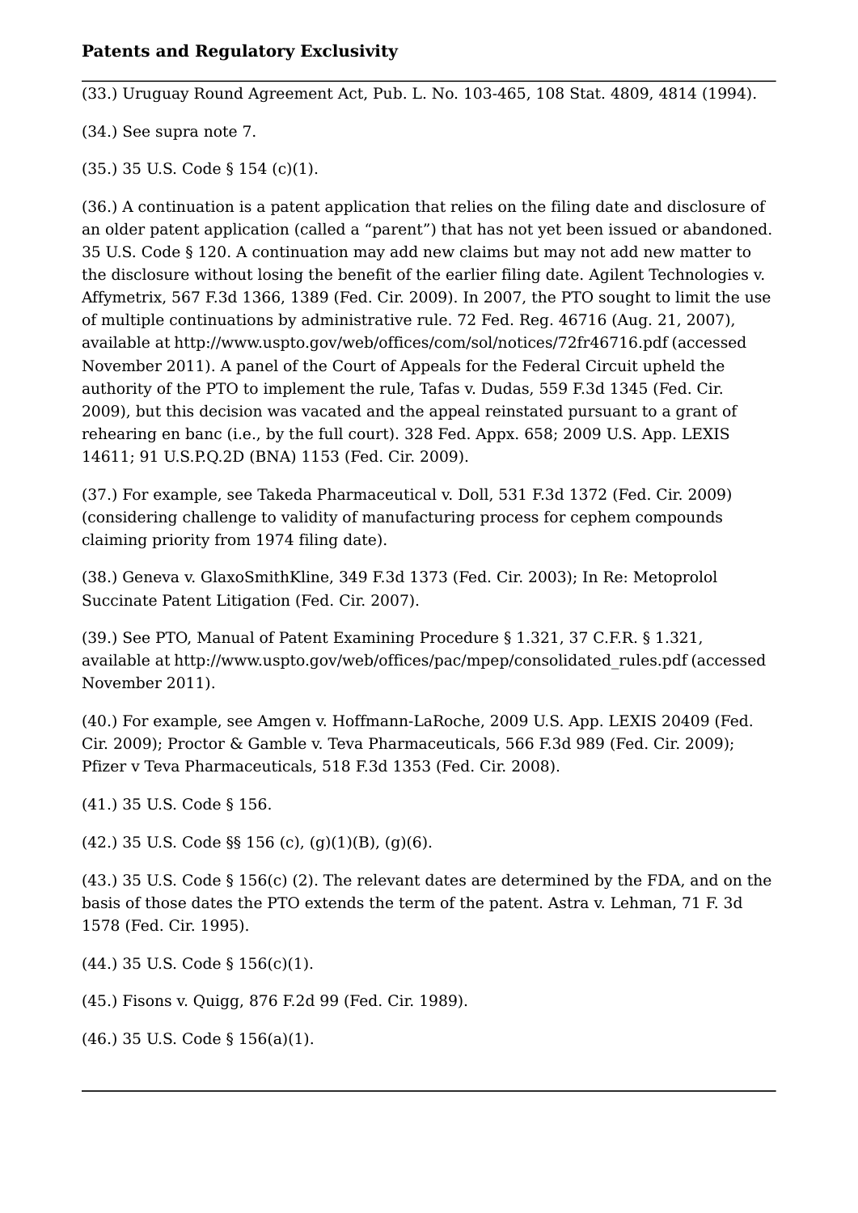(33.) Uruguay Round Agreement Act, Pub. L. No. 103-465, 108 Stat. 4809, 4814 (1994).

(34.) See supra note 7.

(35.) 35 U.S. Code § 154 (c)(1).

(36.) A continuation is a patent application that relies on the filing date and disclosure of an older patent application (called a "parent") that has not yet been issued or abandoned. 35 U.S. Code § 120. A continuation may add new claims but may not add new matter to the disclosure without losing the benefit of the earlier filing date. Agilent Technologies v. Affymetrix, 567 F.3d 1366, 1389 (Fed. Cir. 2009). In 2007, the PTO sought to limit the use of multiple continuations by administrative rule. 72 Fed. Reg. 46716 (Aug. 21, 2007), available at http://www.uspto.gov/web/offices/com/sol/notices/72fr46716.pdf (accessed November 2011). A panel of the Court of Appeals for the Federal Circuit upheld the authority of the PTO to implement the rule, Tafas v. Dudas, 559 F.3d 1345 (Fed. Cir. 2009), but this decision was vacated and the appeal reinstated pursuant to a grant of rehearing en banc (i.e., by the full court). 328 Fed. Appx. 658; 2009 U.S. App. LEXIS 14611; 91 U.S.P.Q.2D (BNA) 1153 (Fed. Cir. 2009).

(37.) For example, see Takeda Pharmaceutical v. Doll, 531 F.3d 1372 (Fed. Cir. 2009) (considering challenge to validity of manufacturing process for cephem compounds claiming priority from 1974 filing date).

(38.) Geneva v. GlaxoSmithKline, 349 F.3d 1373 (Fed. Cir. 2003); In Re: Metoprolol Succinate Patent Litigation (Fed. Cir. 2007).

(39.) See PTO, Manual of Patent Examining Procedure § 1.321, 37 C.F.R. § 1.321, available at http://www.uspto.gov/web/offices/pac/mpep/consolidated_rules.pdf (accessed November 2011).

(40.) For example, see Amgen v. Hoffmann-LaRoche, 2009 U.S. App. LEXIS 20409 (Fed. Cir. 2009); Proctor & Gamble v. Teva Pharmaceuticals, 566 F.3d 989 (Fed. Cir. 2009); Pfizer v Teva Pharmaceuticals, 518 F.3d 1353 (Fed. Cir. 2008).

(41.) 35 U.S. Code § 156.

(42.) 35 U.S. Code §§ 156 (c), (g)(1)(B), (g)(6).

(43.) 35 U.S. Code § 156(c) (2). The relevant dates are determined by the FDA, and on the basis of those dates the PTO extends the term of the patent. Astra v. Lehman, 71 F. 3d 1578 (Fed. Cir. 1995).

(44.) 35 U.S. Code § 156(c)(1).

(45.) Fisons v. Quigg, 876 F.2d 99 (Fed. Cir. 1989).

(46.) 35 U.S. Code § 156(a)(1).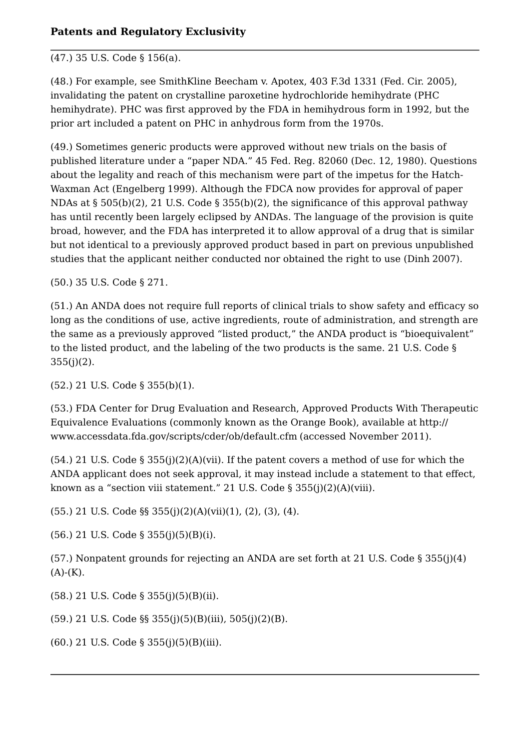(47.) 35 U.S. Code § 156(a).

(48.) For example, see SmithKline Beecham v. Apotex, 403 F.3d 1331 (Fed. Cir. 2005), invalidating the patent on crystalline paroxetine hydrochloride hemihydrate (PHC hemihydrate). PHC was first approved by the FDA in hemihydrous form in 1992, but the prior art included a patent on PHC in anhydrous form from the 1970s.

(49.) Sometimes generic products were approved without new trials on the basis of published literature under a "paper NDA." 45 Fed. Reg. 82060 (Dec. 12, 1980). Questions about the legality and reach of this mechanism were part of the impetus for the Hatch-Waxman Act (Engelberg 1999). Although the FDCA now provides for approval of paper NDAs at § 505(b)(2), 21 U.S. Code § 355(b)(2), the significance of this approval pathway has until recently been largely eclipsed by ANDAs. The language of the provision is quite broad, however, and the FDA has interpreted it to allow approval of a drug that is similar but not identical to a previously approved product based in part on previous unpublished studies that the applicant neither conducted nor obtained the right to use (Dinh 2007).

(50.) 35 U.S. Code § 271.

(51.) An ANDA does not require full reports of clinical trials to show safety and efficacy so long as the conditions of use, active ingredients, route of administration, and strength are the same as a previously approved "listed product," the ANDA product is "bioequivalent" to the listed product, and the labeling of the two products is the same. 21 U.S. Code § 355(j)(2).

(52.) 21 U.S. Code § 355(b)(1).

(53.) FDA Center for Drug Evaluation and Research, Approved Products With Therapeutic Equivalence Evaluations (commonly known as the Orange Book), available at http://www.accessdata.fda.gov/scripts/cder/ob/default.cfm (accessed November 2011).

(54.) 21 U.S. Code § 355(j)(2)(A)(vii). If the patent covers a method of use for which the ANDA applicant does not seek approval, it may instead include a statement to that effect, known as a "section viii statement." 21 U.S. Code § 355(j)(2)(A)(viii).

(55.) 21 U.S. Code §§ 355(j)(2)(A)(vii)(1), (2), (3), (4).

(56.) 21 U.S. Code § 355(j)(5)(B)(i).

(57.) Nonpatent grounds for rejecting an ANDA are set forth at 21 U.S. Code § 355(j)(4)(A)-(K).

(58.) 21 U.S. Code § 355(j)(5)(B)(ii).

(59.) 21 U.S. Code §§ 355(j)(5)(B)(iii), 505(j)(2)(B).

(60.) 21 U.S. Code § 355(j)(5)(B)(iii).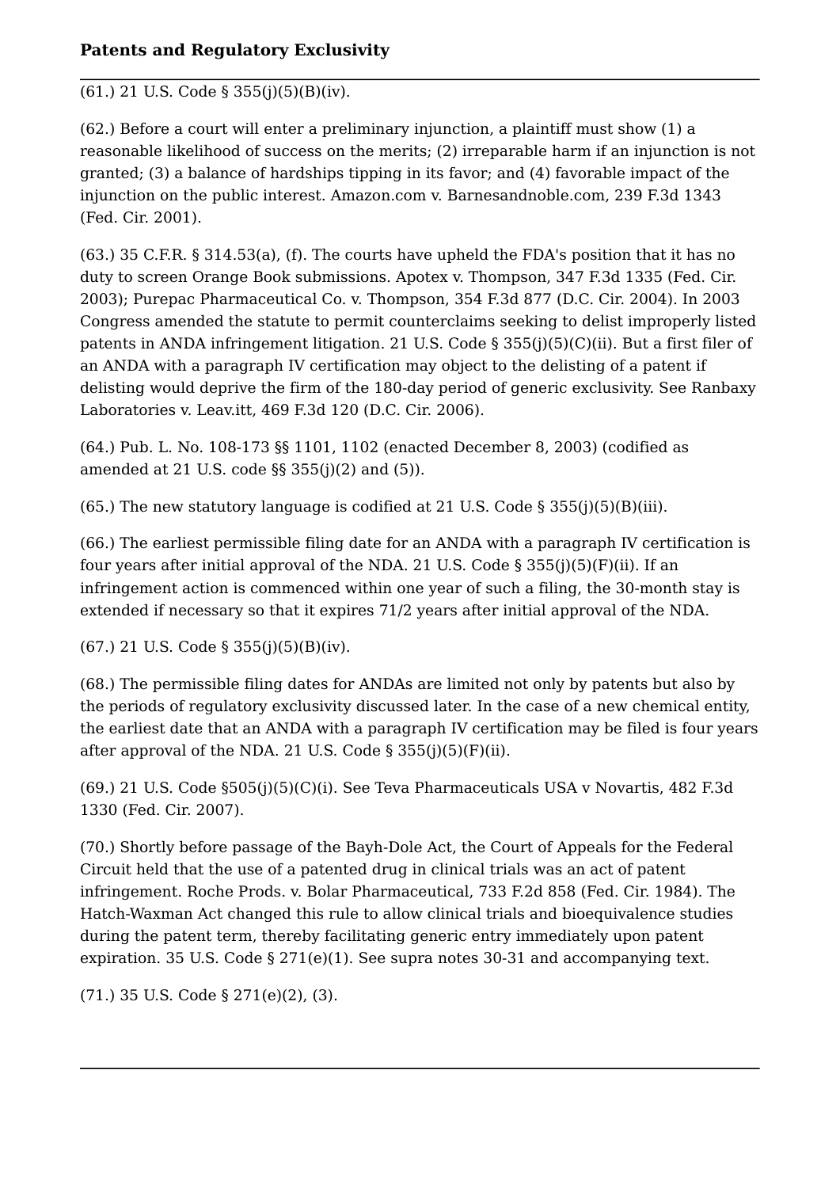(61.) 21 U.S. Code § 355(j)(5)(B)(iv).

(62.) Before a court will enter a preliminary injunction, a plaintiff must show (1) a reasonable likelihood of success on the merits; (2) irreparable harm if an injunction is not granted; (3) a balance of hardships tipping in its favor; and (4) favorable impact of the injunction on the public interest. Amazon.com v. Barnesandnoble.com, 239 F.3d 1343 (Fed. Cir. 2001).

(63.) 35 C.F.R. § 314.53(a), (f). The courts have upheld the FDA's position that it has no duty to screen Orange Book submissions. Apotex v. Thompson, 347 F.3d 1335 (Fed. Cir. 2003); Purepac Pharmaceutical Co. v. Thompson, 354 F.3d 877 (D.C. Cir. 2004). In 2003 Congress amended the statute to permit counterclaims seeking to delist improperly listed patents in ANDA infringement litigation. 21 U.S. Code § 355(j)(5)(C)(ii). But a first filer of an ANDA with a paragraph IV certification may object to the delisting of a patent if delisting would deprive the firm of the 180-day period of generic exclusivity. See Ranbaxy Laboratories v. Leav.itt, 469 F.3d 120 (D.C. Cir. 2006).

(64.) Pub. L. No. 108-173 §§ 1101, 1102 (enacted December 8, 2003) (codified as amended at 21 U.S. code §§ 355(j)(2) and (5)).

(65.) The new statutory language is codified at 21 U.S. Code § 355(j)(5)(B)(iii).

(66.) The earliest permissible filing date for an ANDA with a paragraph IV certification is four years after initial approval of the NDA. 21 U.S. Code § 355(j)(5)(F)(ii). If an infringement action is commenced within one year of such a filing, the 30-month stay is extended if necessary so that it expires 71/2 years after initial approval of the NDA.

(67.) 21 U.S. Code § 355(j)(5)(B)(iv).

(68.) The permissible filing dates for ANDAs are limited not only by patents but also by the periods of regulatory exclusivity discussed later. In the case of a new chemical entity, the earliest date that an ANDA with a paragraph IV certification may be filed is four years after approval of the NDA. 21 U.S. Code § 355(j)(5)(F)(ii).

(69.) 21 U.S. Code §505(j)(5)(C)(i). See Teva Pharmaceuticals USA v Novartis, 482 F.3d 1330 (Fed. Cir. 2007).

(70.) Shortly before passage of the Bayh-Dole Act, the Court of Appeals for the Federal Circuit held that the use of a patented drug in clinical trials was an act of patent infringement. Roche Prods. v. Bolar Pharmaceutical, 733 F.2d 858 (Fed. Cir. 1984). The Hatch-Waxman Act changed this rule to allow clinical trials and bioequivalence studies during the patent term, thereby facilitating generic entry immediately upon patent expiration. 35 U.S. Code § 271(e)(1). See supra notes 30-31 and accompanying text.

(71.) 35 U.S. Code § 271(e)(2), (3).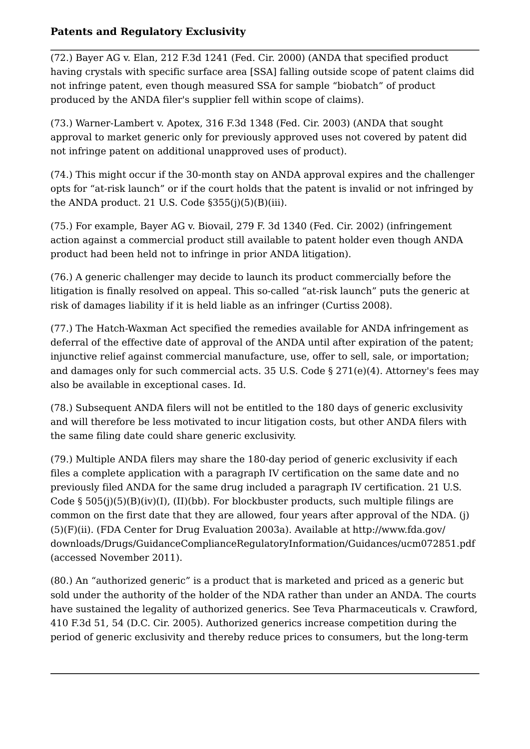(72.) Bayer AG v. Elan, 212 F.3d 1241 (Fed. Cir. 2000) (ANDA that specified product having crystals with specific surface area [SSA] falling outside scope of patent claims did not infringe patent, even though measured SSA for sample “biobatch” of product produced by the ANDA filer's supplier fell within scope of claims).

(73.) Warner-Lambert v. Apotex, 316 F.3d 1348 (Fed. Cir. 2003) (ANDA that sought approval to market generic only for previously approved uses not covered by patent did not infringe patent on additional unapproved uses of product).

(74.) This might occur if the 30-month stay on ANDA approval expires and the challenger opts for “at-risk launch” or if the court holds that the patent is invalid or not infringed by the ANDA product. 21 U.S. Code §355(j)(5)(B)(iii).

(75.) For example, Bayer AG v. Biovail, 279 F. 3d 1340 (Fed. Cir. 2002) (infringement action against a commercial product still available to patent holder even though ANDA product had been held not to infringe in prior ANDA litigation).

(76.) A generic challenger may decide to launch its product commercially before the litigation is finally resolved on appeal. This so-called “at-risk launch” puts the generic at risk of damages liability if it is held liable as an infringer (Curtiss 2008).

(77.) The Hatch-Waxman Act specified the remedies available for ANDA infringement as deferral of the effective date of approval of the ANDA until after expiration of the patent; injunctive relief against commercial manufacture, use, offer to sell, sale, or importation; and damages only for such commercial acts. 35 U.S. Code § 271(e)(4). Attorney's fees may also be available in exceptional cases. Id.

(78.) Subsequent ANDA filers will not be entitled to the 180 days of generic exclusivity and will therefore be less motivated to incur litigation costs, but other ANDA filers with the same filing date could share generic exclusivity.

(79.) Multiple ANDA filers may share the 180-day period of generic exclusivity if each files a complete application with a paragraph IV certification on the same date and no previously filed ANDA for the same drug included a paragraph IV certification. 21 U.S. Code § 505(j)(5)(B)(iv)(I), (II)(bb). For blockbuster products, such multiple filings are common on the first date that they are allowed, four years after approval of the NDA. (j)(5)(F)(ii). (FDA Center for Drug Evaluation 2003a). Available at http://www.fda.gov/downloads/Drugs/GuidanceComplianceRegulatoryInformation/Guidances/ucm072851.pdf (accessed November 2011).

(80.) An “authorized generic” is a product that is marketed and priced as a generic but sold under the authority of the holder of the NDA rather than under an ANDA. The courts have sustained the legality of authorized generics. See Teva Pharmaceuticals v. Crawford, 410 F.3d 51, 54 (D.C. Cir. 2005). Authorized generics increase competition during the period of generic exclusivity and thereby reduce prices to consumers, but the long-term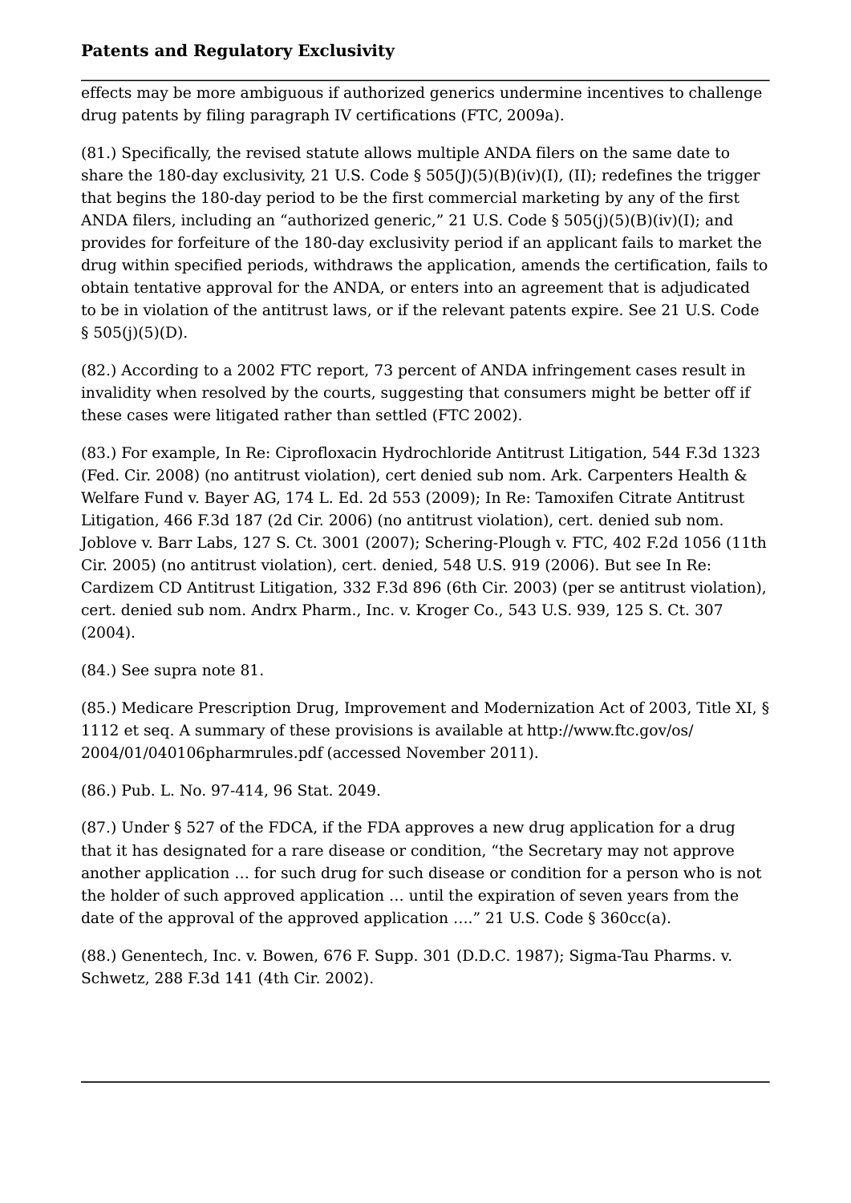effects may be more ambiguous if authorized generics undermine incentives to challenge drug patents by filing paragraph IV certifications (FTC, 2009a).

(81.) Specifically, the revised statute allows multiple ANDA filers on the same date to share the 180-day exclusivity, 21 U.S. Code § 505(J)(5)(B)(iv)(I), (II); redefines the trigger that begins the 180-day period to be the first commercial marketing by any of the first ANDA filers, including an "authorized generic," 21 U.S. Code § 505(j)(5)(B)(iv)(I); and provides for forfeiture of the 180-day exclusivity period if an applicant fails to market the drug within specified periods, withdraws the application, amends the certification, fails to obtain tentative approval for the ANDA, or enters into an agreement that is adjudicated to be in violation of the antitrust laws, or if the relevant patents expire. See 21 U.S. Code § 505(j)(5)(D).

(82.) According to a 2002 FTC report, 73 percent of ANDA infringement cases result in invalidity when resolved by the courts, suggesting that consumers might be better off if these cases were litigated rather than settled (FTC 2002).

(83.) For example, In Re: Ciprofloxacin Hydrochloride Antitrust Litigation, 544 F.3d 1323 (Fed. Cir. 2008) (no antitrust violation), cert denied sub nom. Ark. Carpenters Health & Welfare Fund v. Bayer AG, 174 L. Ed. 2d 553 (2009); In Re: Tamoxifen Citrate Antitrust Litigation, 466 F.3d 187 (2d Cir. 2006) (no antitrust violation), cert. denied sub nom. Joblove v. Barr Labs, 127 S. Ct. 3001 (2007); Schering-Plough v. FTC, 402 F.2d 1056 (11th Cir. 2005) (no antitrust violation), cert. denied, 548 U.S. 919 (2006). But see In Re: Cardizem CD Antitrust Litigation, 332 F.3d 896 (6th Cir. 2003) (per se antitrust violation), cert. denied sub nom. Andrx Pharm., Inc. v. Kroger Co., 543 U.S. 939, 125 S. Ct. 307 (2004).

(84.) See supra note 81.

(85.) Medicare Prescription Drug, Improvement and Modernization Act of 2003, Title XI, § 1112 et seq. A summary of these provisions is available at http://www.ftc.gov/os/2004/01/040106pharmrules.pdf (accessed November 2011).

(86.) Pub. L. No. 97-414, 96 Stat. 2049.

(87.) Under § 527 of the FDCA, if the FDA approves a new drug application for a drug that it has designated for a rare disease or condition, "the Secretary may not approve another application … for such drug for such disease or condition for a person who is not the holder of such approved application … until the expiration of seven years from the date of the approval of the approved application …." 21 U.S. Code § 360cc(a).

(88.) Genentech, Inc. v. Bowen, 676 F. Supp. 301 (D.D.C. 1987); Sigma-Tau Pharms. v. Schwetz, 288 F.3d 141 (4th Cir. 2002).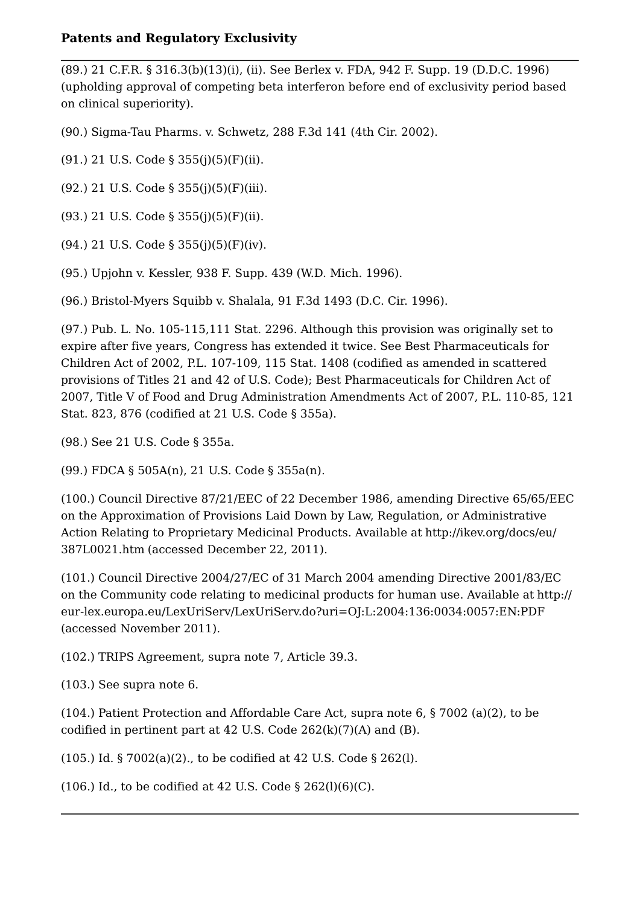(89.) 21 C.F.R. § 316.3(b)(13)(i), (ii). See Berlex v. FDA, 942 F. Supp. 19 (D.D.C. 1996) (upholding approval of competing beta interferon before end of exclusivity period based on clinical superiority).

(90.) Sigma-Tau Pharms. v. Schwetz, 288 F.3d 141 (4th Cir. 2002).

(91.) 21 U.S. Code § 355(j)(5)(F)(ii).

(92.) 21 U.S. Code § 355(j)(5)(F)(iii).

(93.) 21 U.S. Code § 355(j)(5)(F)(ii).

(94.) 21 U.S. Code § 355(j)(5)(F)(iv).

(95.) Upjohn v. Kessler, 938 F. Supp. 439 (W.D. Mich. 1996).

(96.) Bristol-Myers Squibb v. Shalala, 91 F.3d 1493 (D.C. Cir. 1996).

(97.) Pub. L. No. 105-115,111 Stat. 2296. Although this provision was originally set to expire after five years, Congress has extended it twice. See Best Pharmaceuticals for Children Act of 2002, P.L. 107-109, 115 Stat. 1408 (codified as amended in scattered provisions of Titles 21 and 42 of U.S. Code); Best Pharmaceuticals for Children Act of 2007, Title V of Food and Drug Administration Amendments Act of 2007, P.L. 110-85, 121 Stat. 823, 876 (codified at 21 U.S. Code § 355a).

(98.) See 21 U.S. Code § 355a.

(99.) FDCA § 505A(n), 21 U.S. Code § 355a(n).

(100.) Council Directive 87/21/EEC of 22 December 1986, amending Directive 65/65/EEC on the Approximation of Provisions Laid Down by Law, Regulation, or Administrative Action Relating to Proprietary Medicinal Products. Available at http://ikev.org/docs/eu/387L0021.htm (accessed December 22, 2011).

(101.) Council Directive 2004/27/EC of 31 March 2004 amending Directive 2001/83/EC on the Community code relating to medicinal products for human use. Available at http://eur-lex.europa.eu/LexUriServ/LexUriServ.do?uri=OJ:L:2004:136:0034:0057:EN:PDF (accessed November 2011).

(102.) TRIPS Agreement, supra note 7, Article 39.3.

(103.) See supra note 6.

(104.) Patient Protection and Affordable Care Act, supra note 6, § 7002 (a)(2), to be codified in pertinent part at 42 U.S. Code 262(k)(7)(A) and (B).

(105.) Id. § 7002(a)(2)., to be codified at 42 U.S. Code § 262(l).

(106.) Id., to be codified at 42 U.S. Code § 262(l)(6)(C).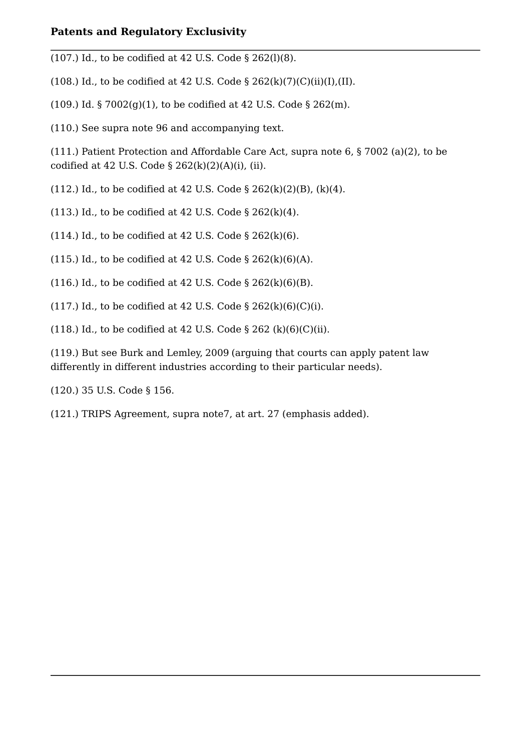(107.) Id., to be codified at 42 U.S. Code § 262(l)(8).

(108.) Id., to be codified at 42 U.S. Code § 262(k)(7)(C)(ii)(I),(II).

(109.) Id. § 7002(g)(1), to be codified at 42 U.S. Code § 262(m).

(110.) See supra note 96 and accompanying text.

(111.) Patient Protection and Affordable Care Act, supra note 6, § 7002 (a)(2), to be codified at 42 U.S. Code § 262(k)(2)(A)(i), (ii).

(112.) Id., to be codified at 42 U.S. Code § 262(k)(2)(B), (k)(4).

(113.) Id., to be codified at 42 U.S. Code § 262(k)(4).

(114.) Id., to be codified at 42 U.S. Code § 262(k)(6).

(115.) Id., to be codified at 42 U.S. Code § 262(k)(6)(A).

(116.) Id., to be codified at 42 U.S. Code § 262(k)(6)(B).

(117.) Id., to be codified at 42 U.S. Code § 262(k)(6)(C)(i).

(118.) Id., to be codified at 42 U.S. Code § 262 (k)(6)(C)(ii).

(119.) But see Burk and Lemley, 2009 (arguing that courts can apply patent law differently in different industries according to their particular needs).

(120.) 35 U.S. Code § 156.

(121.) TRIPS Agreement, supra note7, at art. 27 (emphasis added).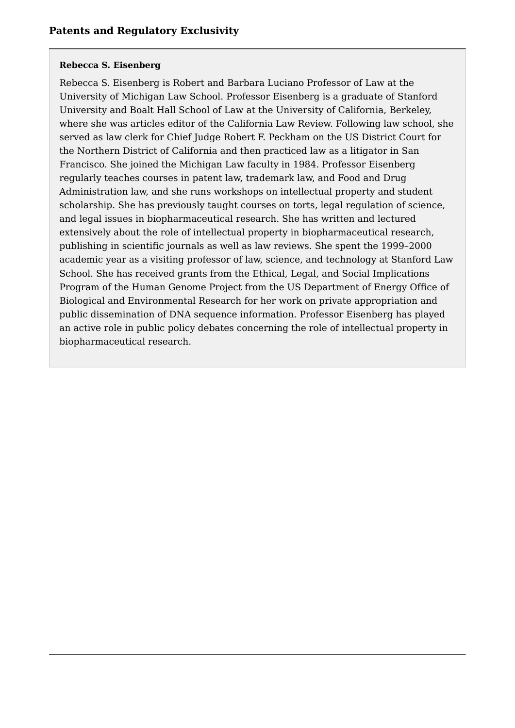**Rebecca S. Eisenberg**

Rebecca S. Eisenberg is Robert and Barbara Luciano Professor of Law at the University of Michigan Law School. Professor Eisenberg is a graduate of Stanford University and Boalt Hall School of Law at the University of California, Berkeley, where she was articles editor of the California Law Review. Following law school, she served as law clerk for Chief Judge Robert F. Peckham on the US District Court for the Northern District of California and then practiced law as a litigator in San Francisco. She joined the Michigan Law faculty in 1984. Professor Eisenberg regularly teaches courses in patent law, trademark law, and Food and Drug Administration law, and she runs workshops on intellectual property and student scholarship. She has previously taught courses on torts, legal regulation of science, and legal issues in biopharmaceutical research. She has written and lectured extensively about the role of intellectual property in biopharmaceutical research, publishing in scientific journals as well as law reviews. She spent the 1999–2000 academic year as a visiting professor of law, science, and technology at Stanford Law School. She has received grants from the Ethical, Legal, and Social Implications Program of the Human Genome Project from the US Department of Energy Office of Biological and Environmental Research for her work on private appropriation and public dissemination of DNA sequence information. Professor Eisenberg has played an active role in public policy debates concerning the role of intellectual property in biopharmaceutical research.